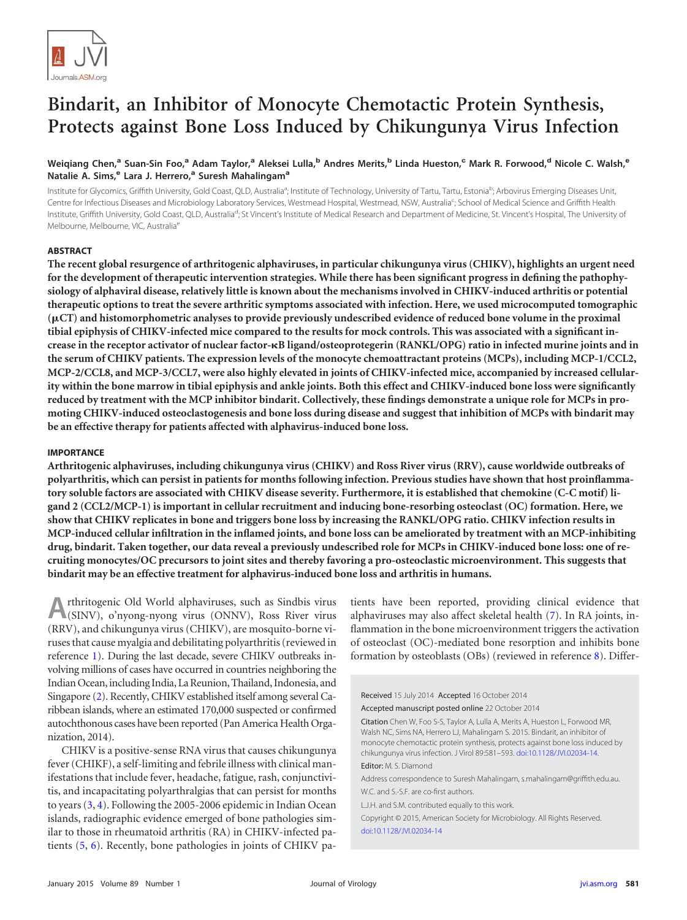# Bindarit, an Inhibitor of Monocyte Chemotactic Protein Synthesis, Protects against Bone Loss Induced by Chikungunya Virus Infection

**Weiqiang Chen,[a] Suan-Sin Foo,[a] Adam Taylor,[a] Aleksei Lulla,[b] Andres Merits,[b] Linda Hueston,[c] Mark R. Forwood,[d] Nicole C. Walsh,[e] Natalie A. Sims,[e] Lara J. Herrero,[a] Suresh Mahalingam[a]**

Institute for Glycomics, Griffith University, Gold Coast, QLD, Australia[a]; Institute of Technology, University of Tartu, Tartu, Estonia[b]; Arbovirus Emerging Diseases Unit, Centre for Infectious Diseases and Microbiology Laboratory Services, Westmead Hospital, Westmead, NSW, Australia[c]; School of Medical Science and Griffith Health Institute, Griffith University, Gold Coast, QLD, Australia[d]; St Vincent's Institute of Medical Research and Department of Medicine, St. Vincent's Hospital, The University of Melbourne, Melbourne, VIC, Australia[e]

## ABSTRACT

**The recent global resurgence of arthritogenic alphaviruses, in particular chikungunya virus (CHIKV), highlights an urgent need for the development of therapeutic intervention strategies. While there has been significant progress in defining the pathophysiology of alphaviral disease, relatively little is known about the mechanisms involved in CHIKV-induced arthritis or potential therapeutic options to treat the severe arthritic symptoms associated with infection. Here, we used microcomputed tomographic (μCT) and histomorphometric analyses to provide previously undescribed evidence of reduced bone volume in the proximal tibial epiphysis of CHIKV-infected mice compared to the results for mock controls. This was associated with a significant increase in the receptor activator of nuclear factor-κB ligand/osteoprotegerin (RANKL/OPG) ratio in infected murine joints and in the serum of CHIKV patients. The expression levels of the monocyte chemoattractant proteins (MCPs), including MCP-1/CCL2, MCP-2/CCL8, and MCP-3/CCL7, were also highly elevated in joints of CHIKV-infected mice, accompanied by increased cellularity within the bone marrow in tibial epiphysis and ankle joints. Both this effect and CHIKV-induced bone loss were significantly reduced by treatment with the MCP inhibitor bindarit. Collectively, these findings demonstrate a unique role for MCPs in promoting CHIKV-induced osteoclastogenesis and bone loss during disease and suggest that inhibition of MCPs with bindarit may be an effective therapy for patients affected with alphavirus-induced bone loss.**

## IMPORTANCE

**Arthritogenic alphaviruses, including chikungunya virus (CHIKV) and Ross River virus (RRV), cause worldwide outbreaks of polyarthritis, which can persist in patients for months following infection. Previous studies have shown that host proinflammatory soluble factors are associated with CHIKV disease severity. Furthermore, it is established that chemokine (C-C motif) ligand 2 (CCL2/MCP-1) is important in cellular recruitment and inducing bone-resorbing osteoclast (OC) formation. Here, we show that CHIKV replicates in bone and triggers bone loss by increasing the RANKL/OPG ratio. CHIKV infection results in MCP-induced cellular infiltration in the inflamed joints, and bone loss can be ameliorated by treatment with an MCP-inhibiting drug, bindarit. Taken together, our data reveal a previously undescribed role for MCPs in CHIKV-induced bone loss: one of recruiting monocytes/OC precursors to joint sites and thereby favoring a pro-osteoclastic microenvironment. This suggests that bindarit may be an effective treatment for alphavirus-induced bone loss and arthritis in humans.**

Arthritogenic Old World alphaviruses, such as Sindbis virus (SINV), o'nyong-nyong virus (ONNV), Ross River virus (RRV), and chikungunya virus (CHIKV), are mosquito-borne viruses that cause myalgia and debilitating polyarthritis (reviewed in reference 1). During the last decade, severe CHIKV outbreaks involving millions of cases have occurred in countries neighboring the Indian Ocean, including India, La Reunion, Thailand, Indonesia, and Singapore (2). Recently, CHIKV established itself among several Caribbean islands, where an estimated 170,000 suspected or confirmed autochthonous cases have been reported (Pan America Health Organization, 2014).

CHIKV is a positive-sense RNA virus that causes chikungunya fever (CHIKF), a self-limiting and febrile illness with clinical manifestations that include fever, headache, fatigue, rash, conjunctivitis, and incapacitating polyarthralgias that can persist for months to years (3, 4). Following the 2005-2006 epidemic in Indian Ocean islands, radiographic evidence emerged of bone pathologies similar to those in rheumatoid arthritis (RA) in CHIKV-infected patients (5, 6). Recently, bone pathologies in joints of CHIKV patients have been reported, providing clinical evidence that alphaviruses may also affect skeletal health (7). In RA joints, inflammation in the bone microenvironment triggers the activation of osteoclast (OC)-mediated bone resorption and inhibits bone formation by osteoblasts (OBs) (reviewed in reference 8). Differ-

Received 15 July 2014 Accepted 16 October 2014

Accepted manuscript posted online 22 October 2014

Citation Chen W, Foo S-S, Taylor A, Lulla A, Merits A, Hueston L, Forwood MR, Walsh NC, Sims NA, Herrero LJ, Mahalingam S. 2015. Bindarit, an inhibitor of monocyte chemotactic protein synthesis, protects against bone loss induced by chikungunya virus infection. J Virol 89:581–593. doi:10.1128/JVI.02034-14.

Editor: M. S. Diamond

Address correspondence to Suresh Mahalingam, s.mahalingam@griffith.edu.au.

W.C. and S.-S.F. are co-first authors.

L.J.H. and S.M. contributed equally to this work.

Copyright © 2015, American Society for Microbiology. All Rights Reserved.

doi:10.1128/JVI.02034-14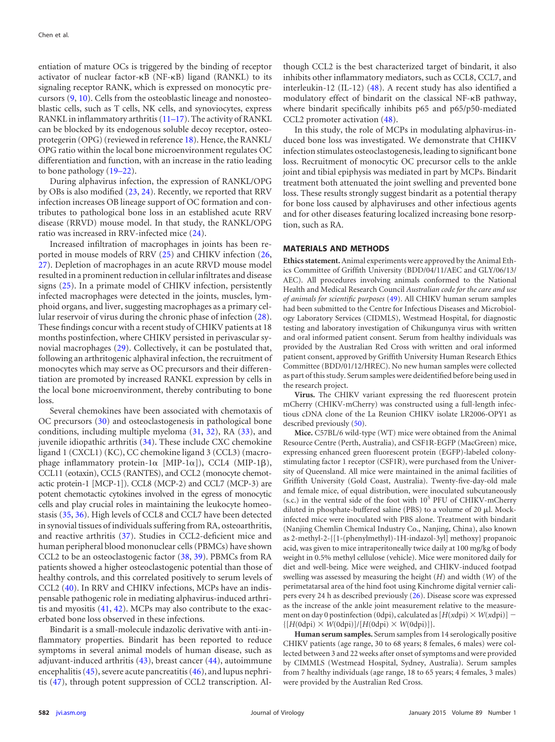entiation of mature OCs is triggered by the binding of receptor activator of nuclear factor-κB (NF-κB) ligand (RANKL) to its signaling receptor RANK, which is expressed on monocytic precursors (9, 10). Cells from the osteoblastic lineage and nonosteoblastic cells, such as T cells, NK cells, and synoviocytes, express RANKL in inflammatory arthritis (11–17). The activity of RANKL can be blocked by its endogenous soluble decoy receptor, osteoprotegerin (OPG) (reviewed in reference 18). Hence, the RANKL/OPG ratio within the local bone microenvironment regulates OC differentiation and function, with an increase in the ratio leading to bone pathology (19–22).

During alphavirus infection, the expression of RANKL/OPG by OBs is also modified (23, 24). Recently, we reported that RRV infection increases OB lineage support of OC formation and contributes to pathological bone loss in an established acute RRV disease (RRVD) mouse model. In that study, the RANKL/OPG ratio was increased in RRV-infected mice (24).

Increased infiltration of macrophages in joints has been reported in mouse models of RRV (25) and CHIKV infection (26, 27). Depletion of macrophages in an acute RRVD mouse model resulted in a prominent reduction in cellular infiltrates and disease signs (25). In a primate model of CHIKV infection, persistently infected macrophages were detected in the joints, muscles, lymphoid organs, and liver, suggesting macrophages as a primary cellular reservoir of virus during the chronic phase of infection (28). These findings concur with a recent study of CHIKV patients at 18 months postinfection, where CHIKV persisted in perivascular synovial macrophages (29). Collectively, it can be postulated that, following an arthritogenic alphaviral infection, the recruitment of monocytes which may serve as OC precursors and their differentiation are promoted by increased RANKL expression by cells in the local bone microenvironment, thereby contributing to bone loss.

Several chemokines have been associated with chemotaxis of OC precursors (30) and osteoclastogenesis in pathological bone conditions, including multiple myeloma (31, 32), RA (33), and juvenile idiopathic arthritis (34). These include CXC chemokine ligand 1 (CXCL1) (KC), CC chemokine ligand 3 (CCL3) (macrophage inflammatory protein-1α [MIP-1α]), CCL4 (MIP-1β), CCL11 (eotaxin), CCL5 (RANTES), and CCL2 (monocyte chemotactic protein-1 [MCP-1]). CCL8 (MCP-2) and CCL7 (MCP-3) are potent chemotactic cytokines involved in the egress of monocytic cells and play crucial roles in maintaining the leukocyte homeostasis (35, 36). High levels of CCL8 and CCL7 have been detected in synovial tissues of individuals suffering from RA, osteoarthritis, and reactive arthritis (37). Studies in CCL2-deficient mice and human peripheral blood mononuclear cells (PBMCs) have shown CCL2 to be an osteoclastogenic factor (38, 39). PBMCs from RA patients showed a higher osteoclastogenic potential than those of healthy controls, and this correlated positively to serum levels of CCL2 (40). In RRV and CHIKV infections, MCPs have an indispensable pathogenic role in mediating alphavirus-induced arthritis and myositis (41, 42). MCPs may also contribute to the exacerbated bone loss observed in these infections.

Bindarit is a small-molecule indazolic derivative with anti-inflammatory properties. Bindarit has been reported to reduce symptoms in several animal models of human disease, such as adjuvant-induced arthritis (43), breast cancer (44), autoimmune encephalitis (45), severe acute pancreatitis (46), and lupus nephritis (47), through potent suppression of CCL2 transcription. Although CCL2 is the best characterized target of bindarit, it also inhibits other inflammatory mediators, such as CCL8, CCL7, and interleukin-12 (IL-12) (48). A recent study has also identified a modulatory effect of bindarit on the classical NF-κB pathway, where bindarit specifically inhibits p65 and p65/p50-mediated CCL2 promoter activation (48).

In this study, the role of MCPs in modulating alphavirus-induced bone loss was investigated. We demonstrate that CHIKV infection stimulates osteoclastogenesis, leading to significant bone loss. Recruitment of monocytic OC precursor cells to the ankle joint and tibial epiphysis was mediated in part by MCPs. Bindarit treatment both attenuated the joint swelling and prevented bone loss. These results strongly suggest bindarit as a potential therapy for bone loss caused by alphaviruses and other infectious agents and for other diseases featuring localized increasing bone resorption, such as RA.

## MATERIALS AND METHODS

**Ethics statement.** Animal experiments were approved by the Animal Ethics Committee of Griffith University (BDD/04/11/AEC and GLY/06/13/AEC). All procedures involving animals conformed to the National Health and Medical Research Council *Australian code for the care and use of animals for scientific purposes* (49). All CHIKV human serum samples had been submitted to the Centre for Infectious Diseases and Microbiology Laboratory Services (CIDMLS), Westmead Hospital, for diagnostic testing and laboratory investigation of Chikungunya virus with written and oral informed patient consent. Serum from healthy individuals was provided by the Australian Red Cross with written and oral informed patient consent, approved by Griffith University Human Research Ethics Committee (BDD/01/12/HREC). No new human samples were collected as part of this study. Serum samples were deidentified before being used in the research project.

**Virus.** The CHIKV variant expressing the red fluorescent protein mCherry (CHIKV-mCherry) was constructed using a full-length infectious cDNA clone of the La Reunion CHIKV isolate LR2006-OPY1 as described previously (50).

**Mice.** C57BL/6 wild-type (WT) mice were obtained from the Animal Resource Centre (Perth, Australia), and CSF1R-EGFP (MacGreen) mice, expressing enhanced green fluorescent protein (EGFP)-labeled colony-stimulating factor 1 receptor (CSF1R), were purchased from the University of Queensland. All mice were maintained in the animal facilities of Griffith University (Gold Coast, Australia). Twenty-five-day-old male and female mice, of equal distribution, were inoculated subcutaneously (s.c.) in the ventral side of the foot with $10^5$ PFU of CHIKV-mCherry diluted in phosphate-buffered saline (PBS) to a volume of 20 μl. Mock-infected mice were inoculated with PBS alone. Treatment with bindarit (Nanjing Chemlin Chemical Industry Co., Nanjing, China), also known as 2-methyl-2-{[1-(phenylmethyl)-1H-indazol-3yl] methoxy} propanoic acid, was given to mice intraperitoneally twice daily at 100 mg/kg of body weight in 0.5% methyl cellulose (vehicle). Mice were monitored daily for diet and well-being. Mice were weighed, and CHIKV-induced footpad swelling was assessed by measuring the height ($H$) and width ($W$) of the perimetatarsal area of the hind foot using Kinchrome digital vernier calipers every 24 h as described previously (26). Disease score was expressed as the increase of the ankle joint measurement relative to the measurement on day 0 postinfection (0dpi), calculated as $[H(x\text{dpi}) \times W(x\text{dpi})] - \{[H(0\text{dpi}) \times W(0\text{dpi})]/[H(0\text{dpi}) \times W(0\text{dpi})]\}$.

**Human serum samples.** Serum samples from 14 serologically positive CHIKV patients (age range, 30 to 68 years; 8 females, 6 males) were collected between 3 and 22 weeks after onset of symptoms and were provided by CIMMLS (Westmead Hospital, Sydney, Australia). Serum samples from 7 healthy individuals (age range, 18 to 65 years; 4 females, 3 males) were provided by the Australian Red Cross.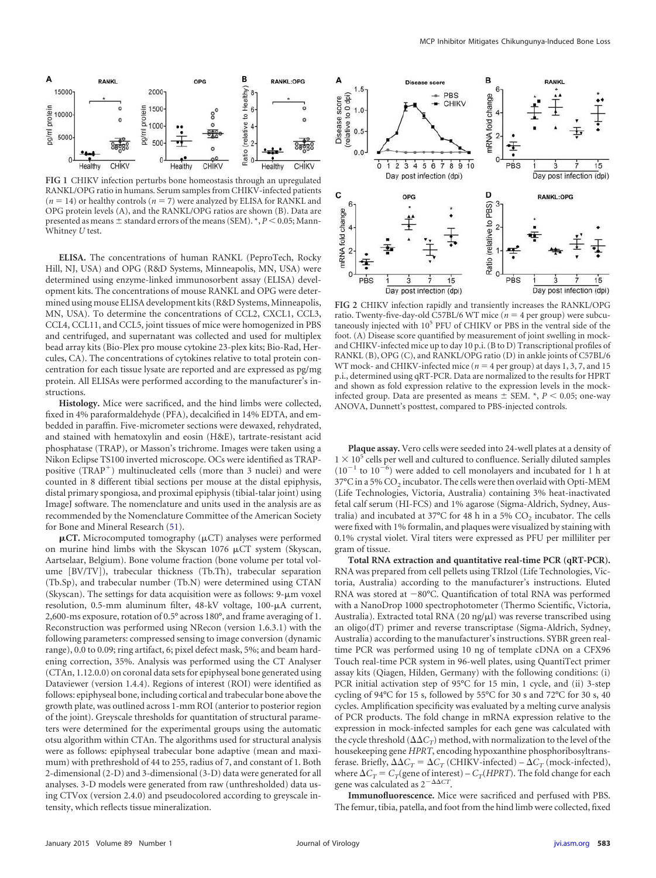FIG 1 CHIKV infection perturbs bone homeostasis through an upregulated RANKL/OPG ratio in humans. Serum samples from CHIKV-infected patients ($n = 14$) or healthy controls ($n = 7$) were analyzed by ELISA for RANKL and OPG protein levels (A), and the RANKL/OPG ratios are shown (B). Data are presented as means ± standard errors of the means (SEM). *, $P < 0.05$; Mann-Whitney *U* test.

FIG 2 CHIKV infection rapidly and transiently increases the RANKL/OPG ratio. Twenty-five-day-old C57BL/6 WT mice ($n = 4$ per group) were subcutaneously injected with $10^5$ PFU of CHIKV or PBS in the ventral side of the foot. (A) Disease score quantified by measurement of joint swelling in mock- and CHIKV-infected mice up to day 10 p.i. (B to D) Transcriptional profiles of RANKL (B), OPG (C), and RANKL/OPG ratio (D) in ankle joints of C57BL/6 WT mock- and CHIKV-infected mice ($n = 4$ per group) at days 1, 3, 7, and 15 p.i., determined using qRT-PCR. Data are normalized to the results for HPRT and shown as fold expression relative to the expression levels in the mock-infected group. Data are presented as means ± SEM. *, $P < 0.05$; one-way ANOVA, Dunnett's posttest, compared to PBS-injected controls.

**ELISA.** The concentrations of human RANKL (PeproTech, Rocky Hill, NJ, USA) and OPG (R&D Systems, Minneapolis, MN, USA) were determined using enzyme-linked immunosorbent assay (ELISA) development kits. The concentrations of mouse RANKL and OPG were determined using mouse ELISA development kits (R&D Systems, Minneapolis, MN, USA). To determine the concentrations of CCL2, CXCL1, CCL3, CCL4, CCL11, and CCL5, joint tissues of mice were homogenized in PBS and centrifuged, and supernatant was collected and used for multiplex bead array kits (Bio-Plex pro mouse cytokine 23-plex kits; Bio-Rad, Hercules, CA). The concentrations of cytokines relative to total protein concentration for each tissue lysate are reported and are expressed as pg/mg protein. All ELISAs were performed according to the manufacturer's instructions.

**Histology.** Mice were sacrificed, and the hind limbs were collected, fixed in 4% paraformaldehyde (PFA), decalcified in 14% EDTA, and embedded in paraffin. Five-micrometer sections were dewaxed, rehydrated, and stained with hematoxylin and eosin (H&E), tartrate-resistant acid phosphatase (TRAP), or Masson's trichrome. Images were taken using a Nikon Eclipse TS100 inverted microscope. OCs were identified as TRAP-positive (TRAP$^+$) multinucleated cells (more than 3 nuclei) and were counted in 8 different tibial sections per mouse at the distal epiphysis, distal primary spongiosa, and proximal epiphysis (tibial-talar joint) using ImageJ software. The nomenclature and units used in the analysis are as recommended by the Nomenclature Committee of the American Society for Bone and Mineral Research (51).

**μCT.** Microcomputed tomography (μCT) analyses were performed on murine hind limbs with the Skyscan 1076 μCT system (Skyscan, Aartselaar, Belgium). Bone volume fraction (bone volume per total volume [BV/TV]), trabecular thickness (Tb.Th), trabecular separation (Tb.Sp), and trabecular number (Tb.N) were determined using CTAN (Skyscan). The settings for data acquisition were as follows: 9-μm voxel resolution, 0.5-mm aluminum filter, 48-kV voltage, 100-μA current, 2,600-ms exposure, rotation of 0.5° across 180°, and frame averaging of 1. Reconstruction was performed using NRecon (version 1.6.3.1) with the following parameters: compressed sensing to image conversion (dynamic range), 0.0 to 0.09; ring artifact, 6; pixel defect mask, 5%; and beam hardening correction, 35%. Analysis was performed using the CT Analyser (CTAn, 1.12.0.0) on coronal data sets for epiphyseal bone generated using Dataviewer (version 1.4.4). Regions of interest (ROI) were identified as follows: epiphyseal bone, including cortical and trabecular bone above the growth plate, was outlined across 1-mm ROI (anterior to posterior region of the joint). Greyscale thresholds for quantitation of structural parameters were determined for the experimental groups using the automatic otsu algorithm within CTAn. The algorithms used for structural analysis were as follows: epiphyseal trabecular bone adaptive (mean and maximum) with prethreshold of 44 to 255, radius of 7, and constant of 1. Both 2-dimensional (2-D) and 3-dimensional (3-D) data were generated for all analyses. 3-D models were generated from raw (unthresholded) data using CTVox (version 2.4.0) and pseudocolored according to greyscale intensity, which reflects tissue mineralization.

**Plaque assay.** Vero cells were seeded into 24-well plates at a density of $1 \times 10^5$ cells per well and cultured to confluence. Serially diluted samples ($10^{-1}$ to $10^{-6}$) were added to cell monolayers and incubated for 1 h at 37°C in a 5% $CO_2$ incubator. The cells were then overlaid with Opti-MEM (Life Technologies, Victoria, Australia) containing 3% heat-inactivated fetal calf serum (HI-FCS) and 1% agarose (Sigma-Aldrich, Sydney, Australia) and incubated at 37°C for 48 h in a 5% $CO_2$ incubator. The cells were fixed with 1% formalin, and plaques were visualized by staining with 0.1% crystal violet. Viral titers were expressed as PFU per milliliter per gram of tissue.

**Total RNA extraction and quantitative real-time PCR (qRT-PCR).** RNA was prepared from cell pellets using TRIzol (Life Technologies, Victoria, Australia) according to the manufacturer's instructions. Eluted RNA was stored at −80°C. Quantification of total RNA was performed with a NanoDrop 1000 spectrophotometer (Thermo Scientific, Victoria, Australia). Extracted total RNA (20 ng/μl) was reverse transcribed using an oligo(dT) primer and reverse transcriptase (Sigma-Aldrich, Sydney, Australia) according to the manufacturer's instructions. SYBR green real-time PCR was performed using 10 ng of template cDNA on a CFX96 Touch real-time PCR system in 96-well plates, using QuantiTect primer assay kits (Qiagen, Hilden, Germany) with the following conditions: (i) PCR initial activation step of 95°C for 15 min, 1 cycle, and (ii) 3-step cycling of 94°C for 15 s, followed by 55°C for 30 s and 72°C for 30 s, 40 cycles. Amplification specificity was evaluated by a melting curve analysis of PCR products. The fold change in mRNA expression relative to the expression in mock-infected samples for each gene was calculated with the cycle threshold ($\Delta\Delta C_T$) method, with normalization to the level of the housekeeping gene *HPRT*, encoding hypoxanthine phosphoribosyltransferase. Briefly, $\Delta\Delta C_T = \Delta C_T$ (CHIKV-infected) − $\Delta C_T$ (mock-infected), where $\Delta C_T = C_T$(gene of interest) − $C_T$(*HPRT*). The fold change for each gene was calculated as $2^{-\Delta\Delta CT}$.

**Immunofluorescence.** Mice were sacrificed and perfused with PBS. The femur, tibia, patella, and foot from the hind limb were collected, fixed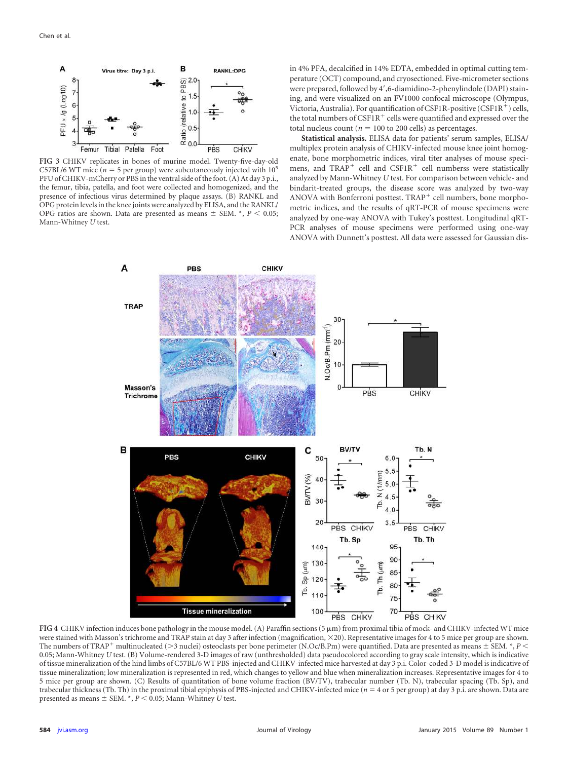FIG 3 CHIKV replicates in bones of murine model. Twenty-five-day-old C57BL/6 WT mice ($n = 5$ per group) were subcutaneously injected with $10^5$ PFU of CHIKV-mCherry or PBS in the ventral side of the foot. (A) At day 3 p.i., the femur, tibia, patella, and foot were collected and homogenized, and the presence of infectious virus determined by plaque assays. (B) RANKL and OPG protein levels in the knee joints were analyzed by ELISA, and the RANKL/OPG ratios are shown. Data are presented as means ± SEM. *, $P < 0.05$; Mann-Whitney *U* test.

in 4% PFA, decalcified in 14% EDTA, embedded in optimal cutting temperature (OCT) compound, and cryosectioned. Five-micrometer sections were prepared, followed by 4′,6-diamidino-2-phenylindole (DAPI) staining, and were visualized on an FV1000 confocal microscope (Olympus, Victoria, Australia). For quantification of CSF1R-positive ($CSF1R^+$) cells, the total numbers of $CSF1R^+$ cells were quantified and expressed over the total nucleus count ($n = 100$ to 200 cells) as percentages.

**Statistical analysis.** ELISA data for patients' serum samples, ELISA/multiplex protein analysis of CHIKV-infected mouse knee joint homogenate, bone morphometric indices, viral titer analyses of mouse specimens, and $TRAP^+$ cell and $CSF1R^+$ cell numberss were statistically analyzed by Mann-Whitney *U* test. For comparison between vehicle- and bindarit-treated groups, the disease score was analyzed by two-way ANOVA with Bonferroni posttest. $TRAP^+$ cell numbers, bone morphometric indices, and the results of qRT-PCR of mouse specimens were analyzed by one-way ANOVA with Tukey's posttest. Longitudinal qRT-PCR analyses of mouse specimens were performed using one-way ANOVA with Dunnett's posttest. All data were assessed for Gaussian dis-

FIG 4 CHIKV infection induces bone pathology in the mouse model. (A) Paraffin sections (5 μm) from proximal tibia of mock- and CHIKV-infected WT mice were stained with Masson's trichrome and TRAP stain at day 3 after infection (magnification, ×20). Representative images for 4 to 5 mice per group are shown. The numbers of $TRAP^+$ multinucleated (>3 nuclei) osteoclasts per bone perimeter (N.Oc/B.Pm) were quantified. Data are presented as means ± SEM. *, $P < 0.05$; Mann-Whitney *U* test. (B) Volume-rendered 3-D images of raw (unthresholded) data pseudocolored according to gray scale intensity, which is indicative of tissue mineralization of the hind limbs of C57BL/6 WT PBS-injected and CHIKV-infected mice harvested at day 3 p.i. Color-coded 3-D model is indicative of tissue mineralization; low mineralization is represented in red, which changes to yellow and blue when mineralization increases. Representative images for 4 to 5 mice per group are shown. (C) Results of quantitation of bone volume fraction (BV/TV), trabecular number (Tb. N), trabecular spacing (Tb. Sp), and trabecular thickness (Tb. Th) in the proximal tibial epiphysis of PBS-injected and CHIKV-infected mice ($n = 4$ or 5 per group) at day 3 p.i. are shown. Data are presented as means ± SEM. *, $P < 0.05$; Mann-Whitney *U* test.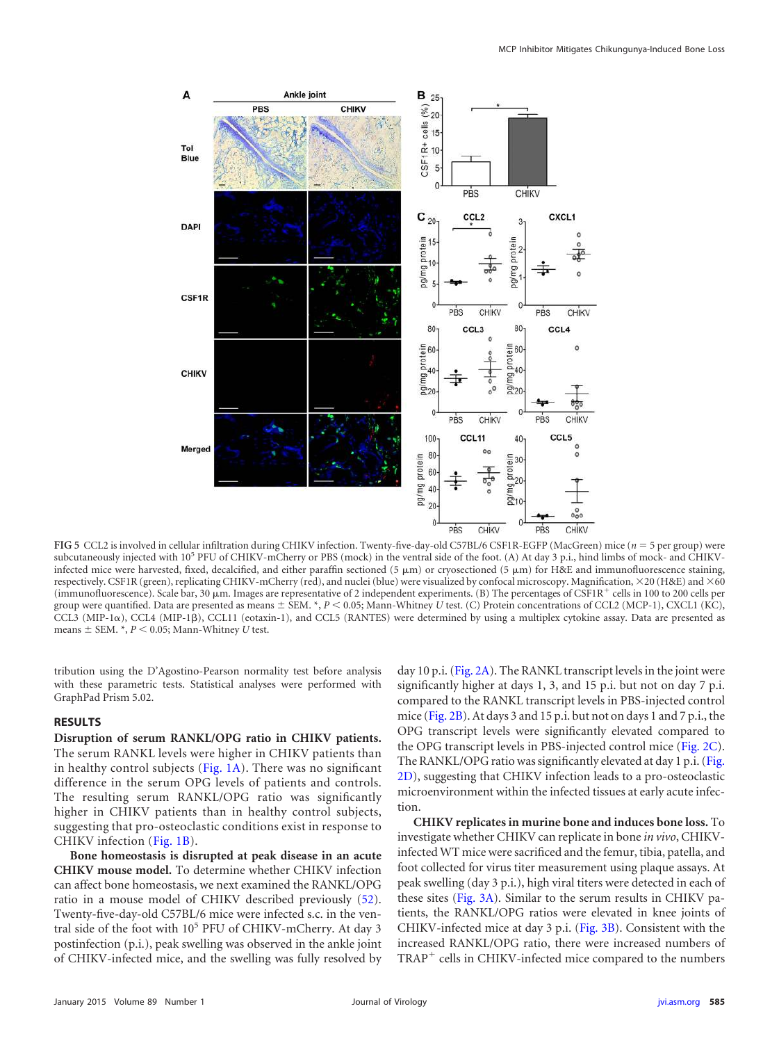**FIG 5** CCL2 is involved in cellular infiltration during CHIKV infection. Twenty-five-day-old C57BL/6 CSF1R-EGFP (MacGreen) mice ($n = 5$ per group) were subcutaneously injected with $10^5$ PFU of CHIKV-mCherry or PBS (mock) in the ventral side of the foot. (A) At day 3 p.i., hind limbs of mock- and CHIKV-infected mice were harvested, fixed, decalcified, and either paraffin sectioned (5 μm) or cryosectioned (5 μm) for H&E and immunofluorescence staining, respectively. CSF1R (green), replicating CHIKV-mCherry (red), and nuclei (blue) were visualized by confocal microscopy. Magnification, ×20 (H&E) and ×60 (immunofluorescence). Scale bar, 30 μm. Images are representative of 2 independent experiments. (B) The percentages of CSF1R$^+$ cells in 100 to 200 cells per group were quantified. Data are presented as means ± SEM. *, $P < 0.05$; Mann-Whitney *U* test. (C) Protein concentrations of CCL2 (MCP-1), CXCL1 (KC), CCL3 (MIP-1α), CCL4 (MIP-1β), CCL11 (eotaxin-1), and CCL5 (RANTES) were determined by using a multiplex cytokine assay. Data are presented as means ± SEM. *, $P < 0.05$; Mann-Whitney *U* test.

tribution using the D'Agostino-Pearson normality test before analysis with these parametric tests. Statistical analyses were performed with GraphPad Prism 5.02.

## RESULTS

**Disruption of serum RANKL/OPG ratio in CHIKV patients.** The serum RANKL levels were higher in CHIKV patients than in healthy control subjects (Fig. 1A). There was no significant difference in the serum OPG levels of patients and controls. The resulting serum RANKL/OPG ratio was significantly higher in CHIKV patients than in healthy control subjects, suggesting that pro-osteoclastic conditions exist in response to CHIKV infection (Fig. 1B).

**Bone homeostasis is disrupted at peak disease in an acute CHIKV mouse model.** To determine whether CHIKV infection can affect bone homeostasis, we next examined the RANKL/OPG ratio in a mouse model of CHIKV described previously (52). Twenty-five-day-old C57BL/6 mice were infected s.c. in the ventral side of the foot with $10^5$ PFU of CHIKV-mCherry. At day 3 postinfection (p.i.), peak swelling was observed in the ankle joint of CHIKV-infected mice, and the swelling was fully resolved by day 10 p.i. (Fig. 2A). The RANKL transcript levels in the joint were significantly higher at days 1, 3, and 15 p.i. but not on day 7 p.i. compared to the RANKL transcript levels in PBS-injected control mice (Fig. 2B). At days 3 and 15 p.i. but not on days 1 and 7 p.i., the OPG transcript levels were significantly elevated compared to the OPG transcript levels in PBS-injected control mice (Fig. 2C). The RANKL/OPG ratio was significantly elevated at day 1 p.i. (Fig. 2D), suggesting that CHIKV infection leads to a pro-osteoclastic microenvironment within the infected tissues at early acute infection.

**CHIKV replicates in murine bone and induces bone loss.** To investigate whether CHIKV can replicate in bone *in vivo*, CHIKV-infected WT mice were sacrificed and the femur, tibia, patella, and foot collected for virus titer measurement using plaque assays. At peak swelling (day 3 p.i.), high viral titers were detected in each of these sites (Fig. 3A). Similar to the serum results in CHIKV patients, the RANKL/OPG ratios were elevated in knee joints of CHIKV-infected mice at day 3 p.i. (Fig. 3B). Consistent with the increased RANKL/OPG ratio, there were increased numbers of TRAP$^+$ cells in CHIKV-infected mice compared to the numbers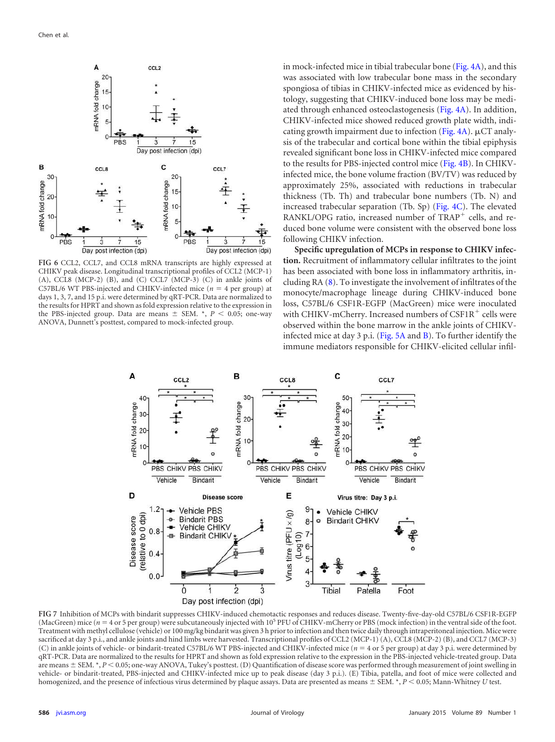FIG 6 CCL2, CCL7, and CCL8 mRNA transcripts are highly expressed at CHIKV peak disease. Longitudinal transcriptional profiles of CCL2 (MCP-1) (A), CCL8 (MCP-2) (B), and (C) CCL7 (MCP-3) (C) in ankle joints of C57BL/6 WT PBS-injected and CHIKV-infected mice ($n = 4$ per group) at days 1, 3, 7, and 15 p.i. were determined by qRT-PCR. Data are normalized to the results for HPRT and shown as fold expression relative to the expression in the PBS-injected group. Data are means ± SEM. *, $P < 0.05$; one-way ANOVA, Dunnett's posttest, compared to mock-infected group.

in mock-infected mice in tibial trabecular bone (Fig. 4A), and this was associated with low trabecular bone mass in the secondary spongiosa of tibias in CHIKV-infected mice as evidenced by histology, suggesting that CHIKV-induced bone loss may be mediated through enhanced osteoclastogenesis (Fig. 4A). In addition, CHIKV-infected mice showed reduced growth plate width, indicating growth impairment due to infection (Fig. 4A). μCT analysis of the trabecular and cortical bone within the tibial epiphysis revealed significant bone loss in CHIKV-infected mice compared to the results for PBS-injected control mice (Fig. 4B). In CHIKV-infected mice, the bone volume fraction (BV/TV) was reduced by approximately 25%, associated with reductions in trabecular thickness (Tb. Th) and trabecular bone numbers (Tb. N) and increased trabecular separation (Tb. Sp) (Fig. 4C). The elevated RANKL/OPG ratio, increased number of TRAP$^+$ cells, and reduced bone volume were consistent with the observed bone loss following CHIKV infection.

**Specific upregulation of MCPs in response to CHIKV infection.** Recruitment of inflammatory cellular infiltrates to the joint has been associated with bone loss in inflammatory arthritis, including RA (8). To investigate the involvement of infiltrates of the monocyte/macrophage lineage during CHIKV-induced bone loss, C57BL/6 CSF1R-EGFP (MacGreen) mice were inoculated with CHIKV-mCherry. Increased numbers of CSF1R$^+$ cells were observed within the bone marrow in the ankle joints of CHIKV-infected mice at day 3 p.i. (Fig. 5A and B). To further identify the immune mediators responsible for CHIKV-elicited cellular infil-

FIG 7 Inhibition of MCPs with bindarit suppresses CHIKV-induced chemotactic responses and reduces disease. Twenty-five-day-old C57BL/6 CSF1R-EGFP (MacGreen) mice ($n = 4$ or 5 per group) were subcutaneously injected with $10^5$ PFU of CHIKV-mCherry or PBS (mock infection) in the ventral side of the foot. Treatment with methyl cellulose (vehicle) or 100 mg/kg bindarit was given 3 h prior to infection and then twice daily through intraperitoneal injection. Mice were sacrificed at day 3 p.i., and ankle joints and hind limbs were harvested. Transcriptional profiles of CCL2 (MCP-1) (A), CCL8 (MCP-2) (B), and CCL7 (MCP-3) (C) in ankle joints of vehicle- or bindarit-treated C57BL/6 WT PBS-injected and CHIKV-infected mice ($n = 4$ or 5 per group) at day 3 p.i. were determined by qRT-PCR. Data are normalized to the results for HPRT and shown as fold expression relative to the expression in the PBS-injected vehicle-treated group. Data are means ± SEM. *, $P < 0.05$; one-way ANOVA, Tukey's posttest. (D) Quantification of disease score was performed through measurement of joint swelling in vehicle- or bindarit-treated, PBS-injected and CHIKV-infected mice up to peak disease (day 3 p.i.). (E) Tibia, patella, and foot of mice were collected and homogenized, and the presence of infectious virus determined by plaque assays. Data are presented as means ± SEM. *, $P < 0.05$; Mann-Whitney $U$ test.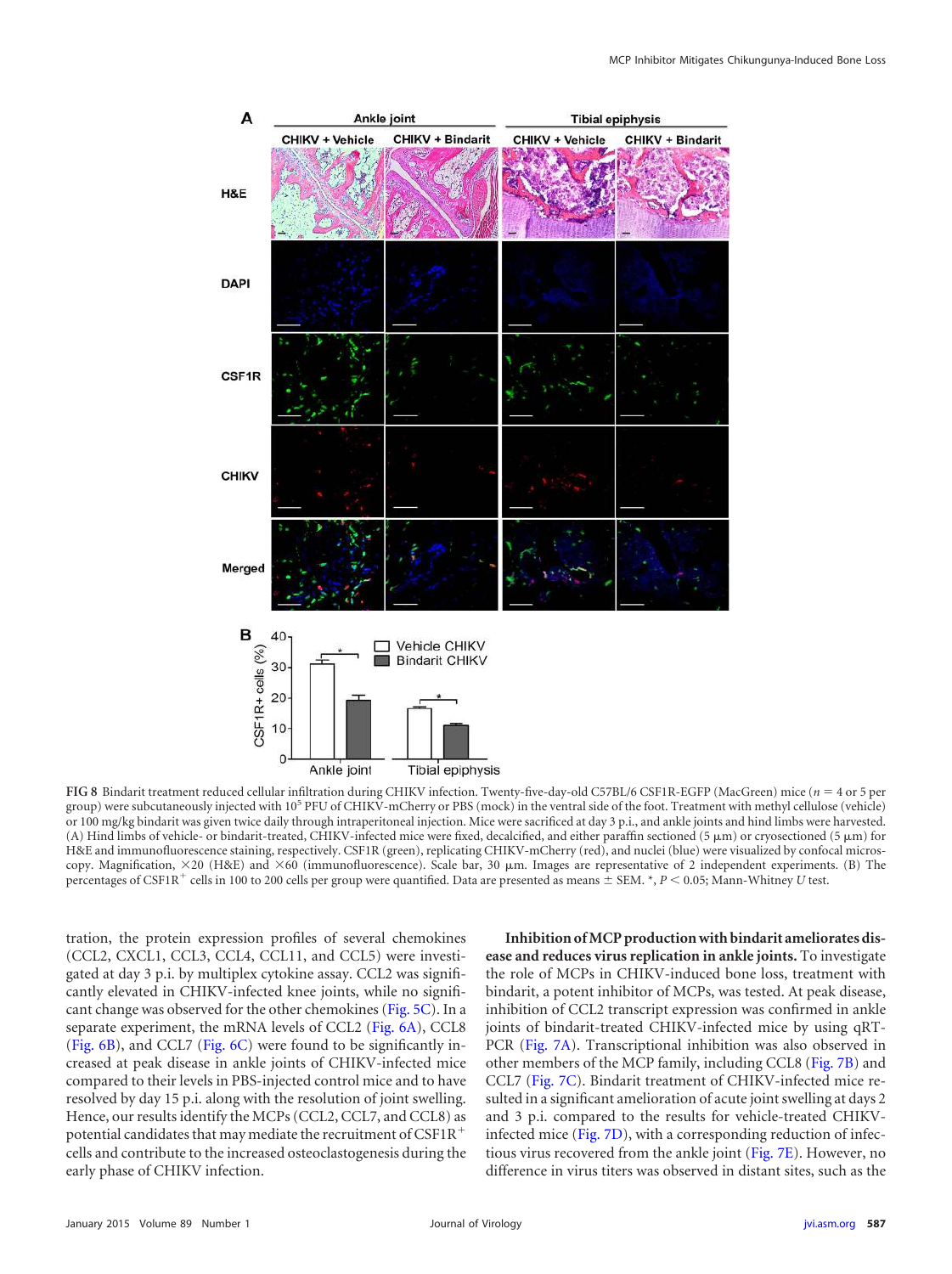FIG 8 Bindarit treatment reduced cellular infiltration during CHIKV infection. Twenty-five-day-old C57BL/6 CSF1R-EGFP (MacGreen) mice ($n$ = 4 or 5 per group) were subcutaneously injected with $10^5$ PFU of CHIKV-mCherry or PBS (mock) in the ventral side of the foot. Treatment with methyl cellulose (vehicle) or 100 mg/kg bindarit was given twice daily through intraperitoneal injection. Mice were sacrificed at day 3 p.i., and ankle joints and hind limbs were harvested. (A) Hind limbs of vehicle- or bindarit-treated, CHIKV-infected mice were fixed, decalcified, and either paraffin sectioned (5 μm) or cryosectioned (5 μm) for H&E and immunofluorescence staining, respectively. CSF1R (green), replicating CHIKV-mCherry (red), and nuclei (blue) were visualized by confocal microscopy. Magnification, ×20 (H&E) and ×60 (immunofluorescence). Scale bar, 30 μm. Images are representative of 2 independent experiments. (B) The percentages of CSF1R$^+$ cells in 100 to 200 cells per group were quantified. Data are presented as means ± SEM. *, $P < 0.05$; Mann-Whitney $U$ test.

tration, the protein expression profiles of several chemokines (CCL2, CXCL1, CCL3, CCL4, CCL11, and CCL5) were investigated at day 3 p.i. by multiplex cytokine assay. CCL2 was significantly elevated in CHIKV-infected knee joints, while no significant change was observed for the other chemokines (Fig. 5C). In a separate experiment, the mRNA levels of CCL2 (Fig. 6A), CCL8 (Fig. 6B), and CCL7 (Fig. 6C) were found to be significantly increased at peak disease in ankle joints of CHIKV-infected mice compared to their levels in PBS-injected control mice and to have resolved by day 15 p.i. along with the resolution of joint swelling. Hence, our results identify the MCPs (CCL2, CCL7, and CCL8) as potential candidates that may mediate the recruitment of CSF1R$^+$ cells and contribute to the increased osteoclastogenesis during the early phase of CHIKV infection.

**Inhibition of MCP production with bindarit ameliorates disease and reduces virus replication in ankle joints.** To investigate the role of MCPs in CHIKV-induced bone loss, treatment with bindarit, a potent inhibitor of MCPs, was tested. At peak disease, inhibition of CCL2 transcript expression was confirmed in ankle joints of bindarit-treated CHIKV-infected mice by using qRT-PCR (Fig. 7A). Transcriptional inhibition was also observed in other members of the MCP family, including CCL8 (Fig. 7B) and CCL7 (Fig. 7C). Bindarit treatment of CHIKV-infected mice resulted in a significant amelioration of acute joint swelling at days 2 and 3 p.i. compared to the results for vehicle-treated CHIKV-infected mice (Fig. 7D), with a corresponding reduction of infectious virus recovered from the ankle joint (Fig. 7E). However, no difference in virus titers was observed in distant sites, such as the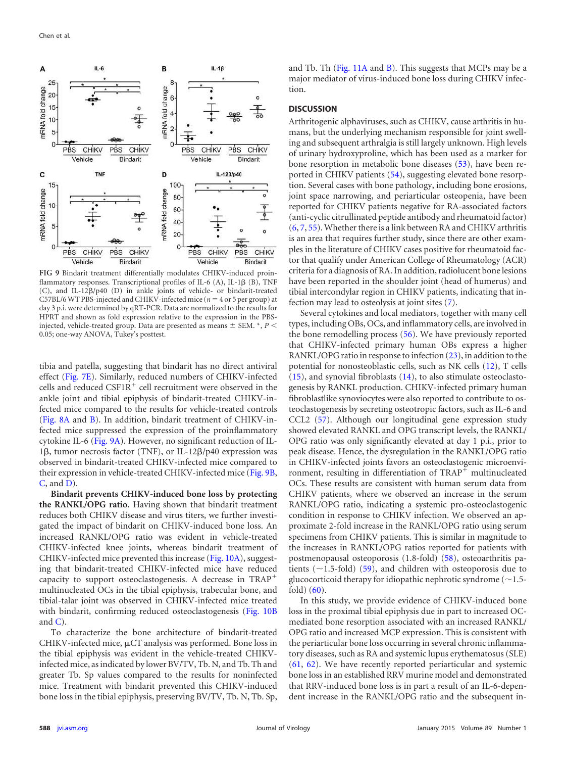FIG 9 Bindarit treatment differentially modulates CHIKV-induced proinflammatory responses. Transcriptional profiles of IL-6 (A), IL-1β (B), TNF (C), and IL-12β/p40 (D) in ankle joints of vehicle- or bindarit-treated C57BL/6 WT PBS-injected and CHIKV-infected mice ($n$ = 4 or 5 per group) at day 3 p.i. were determined by qRT-PCR. Data are normalized to the results for HPRT and shown as fold expression relative to the expression in the PBS-injected, vehicle-treated group. Data are presented as means ± SEM. *, $P < 0.05$; one-way ANOVA, Tukey's posttest.

tibia and patella, suggesting that bindarit has no direct antiviral effect (Fig. 7E). Similarly, reduced numbers of CHIKV-infected cells and reduced CSF1R$^+$ cell recruitment were observed in the ankle joint and tibial epiphysis of bindarit-treated CHIKV-infected mice compared to the results for vehicle-treated controls (Fig. 8A and B). In addition, bindarit treatment of CHIKV-infected mice suppressed the expression of the proinflammatory cytokine IL-6 (Fig. 9A). However, no significant reduction of IL-1β, tumor necrosis factor (TNF), or IL-12β/p40 expression was observed in bindarit-treated CHIKV-infected mice compared to their expression in vehicle-treated CHIKV-infected mice (Fig. 9B, C, and D).

**Bindarit prevents CHIKV-induced bone loss by protecting the RANKL/OPG ratio.** Having shown that bindarit treatment reduces both CHIKV disease and virus titers, we further investigated the impact of bindarit on CHIKV-induced bone loss. An increased RANKL/OPG ratio was evident in vehicle-treated CHIKV-infected knee joints, whereas bindarit treatment of CHIKV-infected mice prevented this increase (Fig. 10A), suggesting that bindarit-treated CHIKV-infected mice have reduced capacity to support osteoclastogenesis. A decrease in TRAP$^+$ multinucleated OCs in the tibial epiphysis, trabecular bone, and tibial-talar joint was observed in CHIKV-infected mice treated with bindarit, confirming reduced osteoclastogenesis (Fig. 10B and C).

To characterize the bone architecture of bindarit-treated CHIKV-infected mice, μCT analysis was performed. Bone loss in the tibial epiphysis was evident in the vehicle-treated CHIKV-infected mice, as indicated by lower BV/TV, Tb. N, and Tb. Th and greater Tb. Sp values compared to the results for noninfected mice. Treatment with bindarit prevented this CHIKV-induced bone loss in the tibial epiphysis, preserving BV/TV, Tb. N, Tb. Sp, and Tb. Th (Fig. 11A and B). This suggests that MCPs may be a major mediator of virus-induced bone loss during CHIKV infection.

## DISCUSSION

Arthritogenic alphaviruses, such as CHIKV, cause arthritis in humans, but the underlying mechanism responsible for joint swelling and subsequent arthralgia is still largely unknown. High levels of urinary hydroxyproline, which has been used as a marker for bone resorption in metabolic bone diseases (53), have been reported in CHIKV patients (54), suggesting elevated bone resorption. Several cases with bone pathology, including bone erosions, joint space narrowing, and periarticular osteopenia, have been reported for CHIKV patients negative for RA-associated factors (anti-cyclic citrullinated peptide antibody and rheumatoid factor) (6, 7, 55). Whether there is a link between RA and CHIKV arthritis is an area that requires further study, since there are other examples in the literature of CHIKV cases positive for rheumatoid factor that qualify under American College of Rheumatology (ACR) criteria for a diagnosis of RA. In addition, radiolucent bone lesions have been reported in the shoulder joint (head of humerus) and tibial intercondylar region in CHIKV patients, indicating that infection may lead to osteolysis at joint sites (7).

Several cytokines and local mediators, together with many cell types, including OBs, OCs, and inflammatory cells, are involved in the bone remodelling process (56). We have previously reported that CHIKV-infected primary human OBs express a higher RANKL/OPG ratio in response to infection (23), in addition to the potential for nonosteoblastic cells, such as NK cells (12), T cells (15), and synovial fibroblasts (14), to also stimulate osteoclastogenesis by RANKL production. CHIKV-infected primary human fibroblastlike synoviocytes were also reported to contribute to osteoclastogenesis by secreting osteotropic factors, such as IL-6 and CCL2 (57). Although our longitudinal gene expression study showed elevated RANKL and OPG transcript levels, the RANKL/OPG ratio was only significantly elevated at day 1 p.i., prior to peak disease. Hence, the dysregulation in the RANKL/OPG ratio in CHIKV-infected joints favors an osteoclastogenic microenvironment, resulting in differentiation of TRAP$^+$ multinucleated OCs. These results are consistent with human serum data from CHIKV patients, where we observed an increase in the serum RANKL/OPG ratio, indicating a systemic pro-osteoclastogenic condition in response to CHIKV infection. We observed an approximate 2-fold increase in the RANKL/OPG ratio using serum specimens from CHIKV patients. This is similar in magnitude to the increases in RANKL/OPG ratios reported for patients with postmenopausal osteoporosis (1.8-fold) (58), osteoarthritis patients (~1.5-fold) (59), and children with osteoporosis due to glucocorticoid therapy for idiopathic nephrotic syndrome (~1.5-fold) (60).

In this study, we provide evidence of CHIKV-induced bone loss in the proximal tibial epiphysis due in part to increased OC-mediated bone resorption associated with an increased RANKL/OPG ratio and increased MCP expression. This is consistent with the periarticular bone loss occurring in several chronic inflammatory diseases, such as RA and systemic lupus erythematosus (SLE) (61, 62). We have recently reported periarticular and systemic bone loss in an established RRV murine model and demonstrated that RRV-induced bone loss is in part a result of an IL-6-dependent increase in the RANKL/OPG ratio and the subsequent in-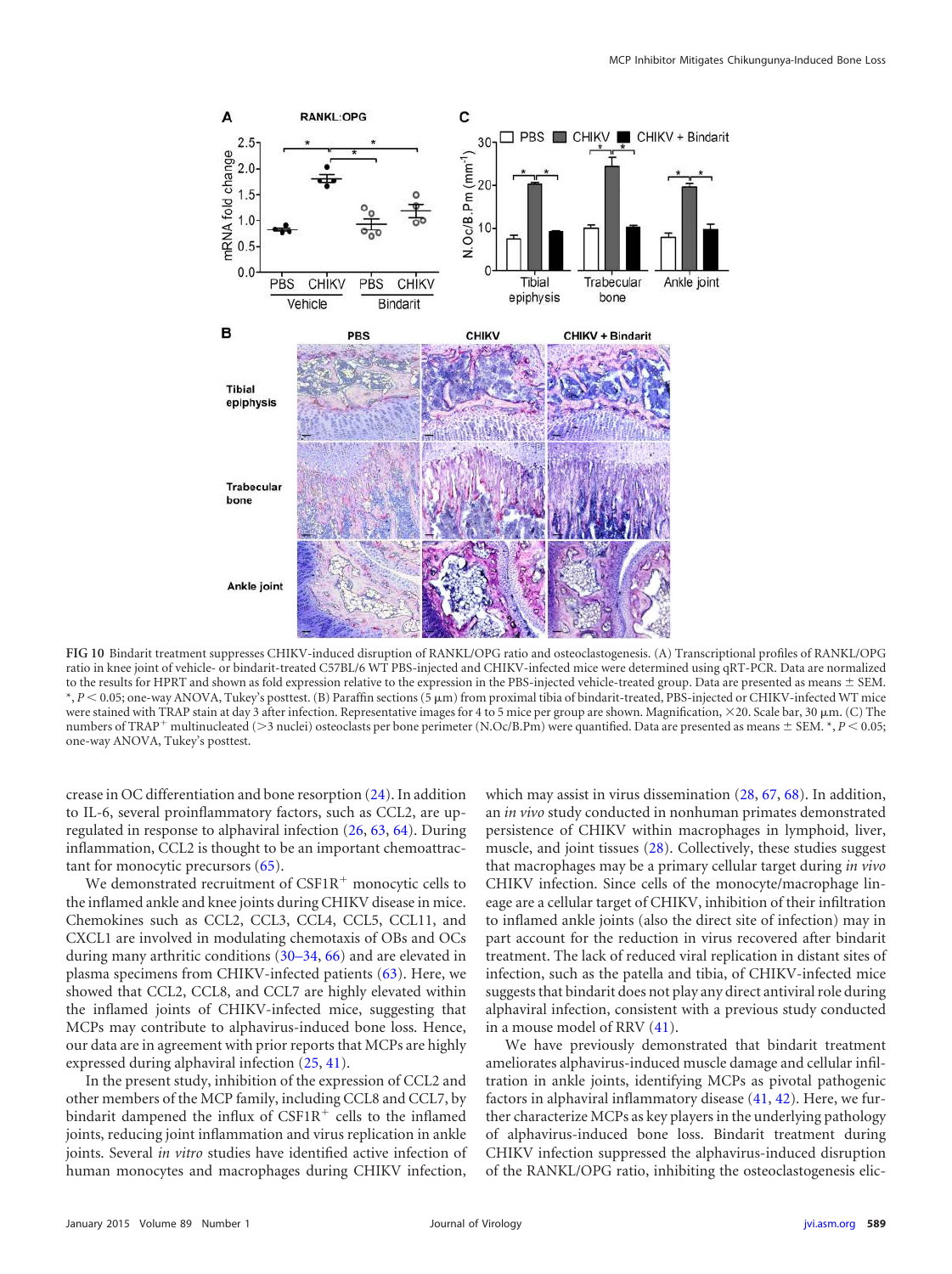**FIG 10** Bindarit treatment suppresses CHIKV-induced disruption of RANKL/OPG ratio and osteoclastogenesis. (A) Transcriptional profiles of RANKL/OPG ratio in knee joint of vehicle- or bindarit-treated C57BL/6 WT PBS-injected and CHIKV-infected mice were determined using qRT-PCR. Data are normalized to the results for HPRT and shown as fold expression relative to the expression in the PBS-injected vehicle-treated group. Data are presented as means ± SEM. *, $P < 0.05$; one-way ANOVA, Tukey's posttest. (B) Paraffin sections (5 μm) from proximal tibia of bindarit-treated, PBS-injected or CHIKV-infected WT mice were stained with TRAP stain at day 3 after infection. Representative images for 4 to 5 mice per group are shown. Magnification, ×20. Scale bar, 30 μm. (C) The numbers of TRAP+ multinucleated (>3 nuclei) osteoclasts per bone perimeter (N.Oc/B.Pm) were quantified. Data are presented as means ± SEM. *, $P < 0.05$; one-way ANOVA, Tukey's posttest.

crease in OC differentiation and bone resorption (24). In addition to IL-6, several proinflammatory factors, such as CCL2, are upregulated in response to alphaviral infection (26, 63, 64). During inflammation, CCL2 is thought to be an important chemoattractant for monocytic precursors (65).

We demonstrated recruitment of CSF1R+ monocytic cells to the inflamed ankle and knee joints during CHIKV disease in mice. Chemokines such as CCL2, CCL3, CCL4, CCL5, CCL11, and CXCL1 are involved in modulating chemotaxis of OBs and OCs during many arthritic conditions (30–34, 66) and are elevated in plasma specimens from CHIKV-infected patients (63). Here, we showed that CCL2, CCL8, and CCL7 are highly elevated within the inflamed joints of CHIKV-infected mice, suggesting that MCPs may contribute to alphavirus-induced bone loss. Hence, our data are in agreement with prior reports that MCPs are highly expressed during alphaviral infection (25, 41).

In the present study, inhibition of the expression of CCL2 and other members of the MCP family, including CCL8 and CCL7, by bindarit dampened the influx of CSF1R+ cells to the inflamed joints, reducing joint inflammation and virus replication in ankle joints. Several *in vitro* studies have identified active infection of human monocytes and macrophages during CHIKV infection, which may assist in virus dissemination (28, 67, 68). In addition, an *in vivo* study conducted in nonhuman primates demonstrated persistence of CHIKV within macrophages in lymphoid, liver, muscle, and joint tissues (28). Collectively, these studies suggest that macrophages may be a primary cellular target during *in vivo* CHIKV infection. Since cells of the monocyte/macrophage lineage are a cellular target of CHIKV, inhibition of their infiltration to inflamed ankle joints (also the direct site of infection) may in part account for the reduction in virus recovered after bindarit treatment. The lack of reduced viral replication in distant sites of infection, such as the patella and tibia, of CHIKV-infected mice suggests that bindarit does not play any direct antiviral role during alphaviral infection, consistent with a previous study conducted in a mouse model of RRV (41).

We have previously demonstrated that bindarit treatment ameliorates alphavirus-induced muscle damage and cellular infiltration in ankle joints, identifying MCPs as pivotal pathogenic factors in alphaviral inflammatory disease (41, 42). Here, we further characterize MCPs as key players in the underlying pathology of alphavirus-induced bone loss. Bindarit treatment during CHIKV infection suppressed the alphavirus-induced disruption of the RANKL/OPG ratio, inhibiting the osteoclastogenesis elic-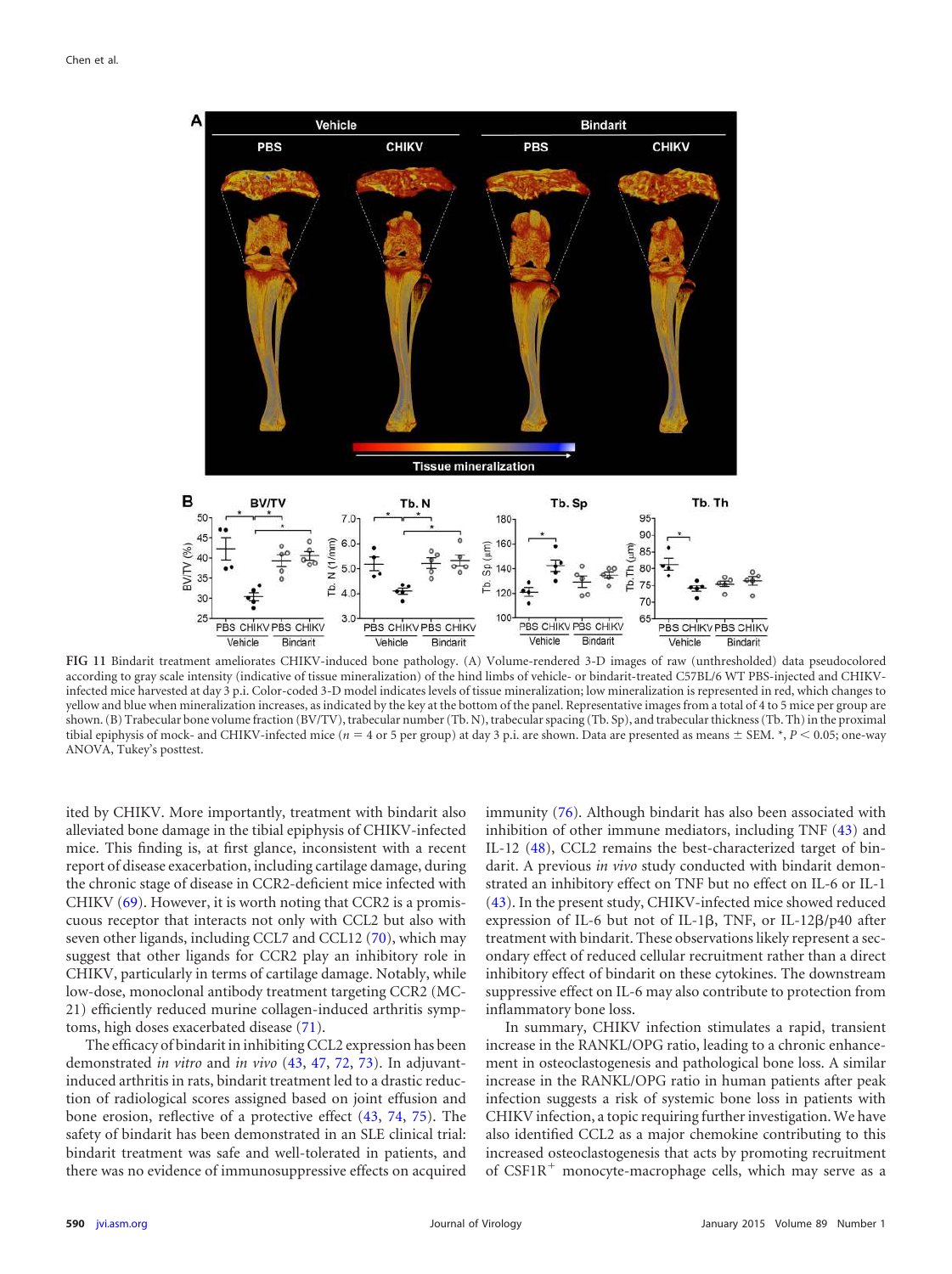**FIG 11** Bindarit treatment ameliorates CHIKV-induced bone pathology. (A) Volume-rendered 3-D images of raw (unthresholded) data pseudocolored according to gray scale intensity (indicative of tissue mineralization) of the hind limbs of vehicle- or bindarit-treated C57BL/6 WT PBS-injected and CHIKV-infected mice harvested at day 3 p.i. Color-coded 3-D model indicates levels of tissue mineralization; low mineralization is represented in red, which changes to yellow and blue when mineralization increases, as indicated by the key at the bottom of the panel. Representative images from a total of 4 to 5 mice per group are shown. (B) Trabecular bone volume fraction (BV/TV), trabecular number (Tb. N), trabecular spacing (Tb. Sp), and trabecular thickness (Tb. Th) in the proximal tibial epiphysis of mock- and CHIKV-infected mice ($n = 4$ or 5 per group) at day 3 p.i. are shown. Data are presented as means ± SEM. *, $P < 0.05$; one-way ANOVA, Tukey's posttest.

ited by CHIKV. More importantly, treatment with bindarit also alleviated bone damage in the tibial epiphysis of CHIKV-infected mice. This finding is, at first glance, inconsistent with a recent report of disease exacerbation, including cartilage damage, during the chronic stage of disease in CCR2-deficient mice infected with CHIKV (69). However, it is worth noting that CCR2 is a promiscuous receptor that interacts not only with CCL2 but also with seven other ligands, including CCL7 and CCL12 (70), which may suggest that other ligands for CCR2 play an inhibitory role in CHIKV, particularly in terms of cartilage damage. Notably, while low-dose, monoclonal antibody treatment targeting CCR2 (MC-21) efficiently reduced murine collagen-induced arthritis symptoms, high doses exacerbated disease (71).

The efficacy of bindarit in inhibiting CCL2 expression has been demonstrated *in vitro* and *in vivo* (43, 47, 72, 73). In adjuvant-induced arthritis in rats, bindarit treatment led to a drastic reduction of radiological scores assigned based on joint effusion and bone erosion, reflective of a protective effect (43, 74, 75). The safety of bindarit has been demonstrated in an SLE clinical trial: bindarit treatment was safe and well-tolerated in patients, and there was no evidence of immunosuppressive effects on acquired immunity (76). Although bindarit has also been associated with inhibition of other immune mediators, including TNF (43) and IL-12 (48), CCL2 remains the best-characterized target of bindarit. A previous *in vivo* study conducted with bindarit demonstrated an inhibitory effect on TNF but no effect on IL-6 or IL-1 (43). In the present study, CHIKV-infected mice showed reduced expression of IL-6 but not of IL-1β, TNF, or IL-12β/p40 after treatment with bindarit. These observations likely represent a secondary effect of reduced cellular recruitment rather than a direct inhibitory effect of bindarit on these cytokines. The downstream suppressive effect on IL-6 may also contribute to protection from inflammatory bone loss.

In summary, CHIKV infection stimulates a rapid, transient increase in the RANKL/OPG ratio, leading to a chronic enhancement in osteoclastogenesis and pathological bone loss. A similar increase in the RANKL/OPG ratio in human patients after peak infection suggests a risk of systemic bone loss in patients with CHIKV infection, a topic requiring further investigation. We have also identified CCL2 as a major chemokine contributing to this increased osteoclastogenesis that acts by promoting recruitment of CSF1R$^{+}$ monocyte-macrophage cells, which may serve as a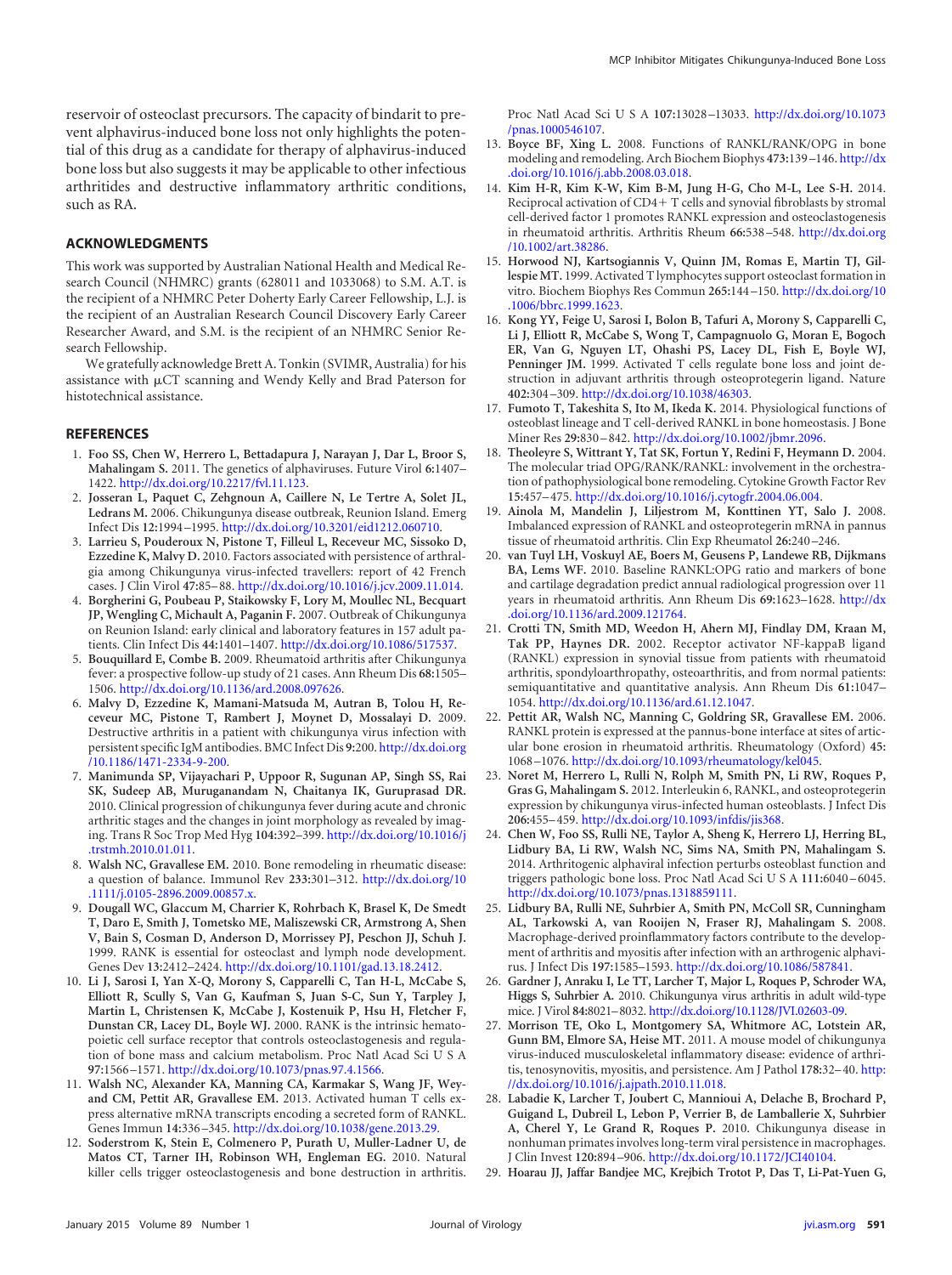reservoir of osteoclast precursors. The capacity of bindarit to prevent alphavirus-induced bone loss not only highlights the potential of this drug as a candidate for therapy of alphavirus-induced bone loss but also suggests it may be applicable to other infectious arthritides and destructive inflammatory arthritic conditions, such as RA.

## ACKNOWLEDGMENTS

This work was supported by Australian National Health and Medical Research Council (NHMRC) grants (628011 and 1033068) to S.M. A.T. is the recipient of a NHMRC Peter Doherty Early Career Fellowship, L.J. is the recipient of an Australian Research Council Discovery Early Career Researcher Award, and S.M. is the recipient of an NHMRC Senior Research Fellowship.

We gratefully acknowledge Brett A. Tonkin (SVIMR, Australia) for his assistance with μCT scanning and Wendy Kelly and Brad Paterson for histotechnical assistance.

## REFERENCES

1. **Foo SS, Chen W, Herrero L, Bettadapura J, Narayan J, Dar L, Broor S, Mahalingam S.** 2011. The genetics of alphaviruses. Future Virol **6:**1407–1422. http://dx.doi.org/10.2217/fvl.11.123.
2. **Josseran L, Paquet C, Zehgnoun A, Caillere N, Le Tertre A, Solet JL, Ledrans M.** 2006. Chikungunya disease outbreak, Reunion Island. Emerg Infect Dis **12:**1994–1995. http://dx.doi.org/10.3201/eid1212.060710.
3. **Larrieu S, Pouderoux N, Pistone T, Filleul L, Receveur MC, Sissoko D, Ezzedine K, Malvy D.** 2010. Factors associated with persistence of arthralgia among Chikungunya virus-infected travellers: report of 42 French cases. J Clin Virol **47:**85–88. http://dx.doi.org/10.1016/j.jcv.2009.11.014.
4. **Borgherini G, Poubeau P, Staikowsky F, Lory M, Moullec NL, Becquart JP, Wengling C, Michault A, Paganin F.** 2007. Outbreak of Chikungunya on Reunion Island: early clinical and laboratory features in 157 adult patients. Clin Infect Dis **44:**1401–1407. http://dx.doi.org/10.1086/517537.
5. **Bouquillard E, Combe B.** 2009. Rheumatoid arthritis after Chikungunya fever: a prospective follow-up study of 21 cases. Ann Rheum Dis **68:**1505–1506. http://dx.doi.org/10.1136/ard.2008.097626.
6. **Malvy D, Ezzedine K, Mamani-Matsuda M, Autran B, Tolou H, Receveur MC, Pistone T, Rambert J, Moynet D, Mossalayi D.** 2009. Destructive arthritis in a patient with chikungunya virus infection with persistent specific IgM antibodies. BMC Infect Dis **9:**200. http://dx.doi.org/10.1186/1471-2334-9-200.
7. **Manimunda SP, Vijayachari P, Uppoor R, Sugunan AP, Singh SS, Rai SK, Sudeep AB, Muruganandam N, Chaitanya IK, Guruprasad DR.** 2010. Clinical progression of chikungunya fever during acute and chronic arthritic stages and the changes in joint morphology as revealed by imaging. Trans R Soc Trop Med Hyg **104:**392–399. http://dx.doi.org/10.1016/j.trstmh.2010.01.011.
8. **Walsh NC, Gravallese EM.** 2010. Bone remodeling in rheumatic disease: a question of balance. Immunol Rev **233:**301–312. http://dx.doi.org/10.1111/j.0105-2896.2009.00857.x.
9. **Dougall WC, Glaccum M, Charrier K, Rohrbach K, Brasel K, De Smedt T, Daro E, Smith J, Tometsko ME, Maliszewski CR, Armstrong A, Shen V, Bain S, Cosman D, Anderson D, Morrissey PJ, Peschon JJ, Schuh J.** 1999. RANK is essential for osteoclast and lymph node development. Genes Dev **13:**2412–2424. http://dx.doi.org/10.1101/gad.13.18.2412.
10. **Li J, Sarosi I, Yan X-Q, Morony S, Capparelli C, Tan H-L, McCabe S, Elliott R, Scully S, Van G, Kaufman S, Juan S-C, Sun Y, Tarpley J, Martin L, Christensen K, McCabe J, Kostenuik P, Hsu H, Fletcher F, Dunstan CR, Lacey DL, Boyle WJ.** 2000. RANK is the intrinsic hematopoietic cell surface receptor that controls osteoclastogenesis and regulation of bone mass and calcium metabolism. Proc Natl Acad Sci U S A **97:**1566–1571. http://dx.doi.org/10.1073/pnas.97.4.1566.
11. **Walsh NC, Alexander KA, Manning CA, Karmakar S, Wang JF, Weyand CM, Pettit AR, Gravallese EM.** 2013. Activated human T cells express alternative mRNA transcripts encoding a secreted form of RANKL. Genes Immun **14:**336–345. http://dx.doi.org/10.1038/gene.2013.29.
12. **Soderstrom K, Stein E, Colmenero P, Purath U, Muller-Ladner U, de Matos CT, Tarner IH, Robinson WH, Engleman EG.** 2010. Natural killer cells trigger osteoclastogenesis and bone destruction in arthritis. Proc Natl Acad Sci U S A **107:**13028–13033. http://dx.doi.org/10.1073/pnas.1000546107.
13. **Boyce BF, Xing L.** 2008. Functions of RANKL/RANK/OPG in bone modeling and remodeling. Arch Biochem Biophys **473:**139–146. http://dx.doi.org/10.1016/j.abb.2008.03.018.
14. **Kim H-R, Kim K-W, Kim B-M, Jung H-G, Cho M-L, Lee S-H.** 2014. Reciprocal activation of CD4+ T cells and synovial fibroblasts by stromal cell-derived factor 1 promotes RANKL expression and osteoclastogenesis in rheumatoid arthritis. Arthritis Rheum **66:**538–548. http://dx.doi.org/10.1002/art.38286.
15. **Horwood NJ, Kartsogiannis V, Quinn JM, Romas E, Martin TJ, Gillespie MT.** 1999. Activated T lymphocytes support osteoclast formation in vitro. Biochem Biophys Res Commun **265:**144–150. http://dx.doi.org/10.1006/bbrc.1999.1623.
16. **Kong YY, Feige U, Sarosi I, Bolon B, Tafuri A, Morony S, Capparelli C, Li J, Elliott R, McCabe S, Wong T, Campagnuolo G, Moran E, Bogoch ER, Van G, Nguyen LT, Ohashi PS, Lacey DL, Fish E, Boyle WJ, Penninger JM.** 1999. Activated T cells regulate bone loss and joint destruction in adjuvant arthritis through osteoprotegerin ligand. Nature **402:**304–309. http://dx.doi.org/10.1038/46303.
17. **Fumoto T, Takeshita S, Ito M, Ikeda K.** 2014. Physiological functions of osteoblast lineage and T cell-derived RANKL in bone homeostasis. J Bone Miner Res **29:**830–842. http://dx.doi.org/10.1002/jbmr.2096.
18. **Theoleyre S, Wittrant Y, Tat SK, Fortun Y, Redini F, Heymann D.** 2004. The molecular triad OPG/RANK/RANKL: involvement in the orchestration of pathophysiological bone remodeling. Cytokine Growth Factor Rev **15:**457–475. http://dx.doi.org/10.1016/j.cytogfr.2004.06.004.
19. **Ainola M, Mandelin J, Liljestrom M, Konttinen YT, Salo J.** 2008. Imbalanced expression of RANKL and osteoprotegerin mRNA in pannus tissue of rheumatoid arthritis. Clin Exp Rheumatol **26:**240–246.
20. **van Tuyl LH, Voskuyl AE, Boers M, Geusens P, Landewe RB, Dijkmans BA, Lems WF.** 2010. Baseline RANKL:OPG ratio and markers of bone and cartilage degradation predict annual radiological progression over 11 years in rheumatoid arthritis. Ann Rheum Dis **69:**1623–1628. http://dx.doi.org/10.1136/ard.2009.121764.
21. **Crotti TN, Smith MD, Weedon H, Ahern MJ, Findlay DM, Kraan M, Tak PP, Haynes DR.** 2002. Receptor activator NF-kappaB ligand (RANKL) expression in synovial tissue from patients with rheumatoid arthritis, spondyloarthropathy, osteoarthritis, and from normal patients: semiquantitative and quantitative analysis. Ann Rheum Dis **61:**1047–1054. http://dx.doi.org/10.1136/ard.61.12.1047.
22. **Pettit AR, Walsh NC, Manning C, Goldring SR, Gravallese EM.** 2006. RANKL protein is expressed at the pannus-bone interface at sites of articular bone erosion in rheumatoid arthritis. Rheumatology (Oxford) **45:**1068–1076. http://dx.doi.org/10.1093/rheumatology/kel045.
23. **Noret M, Herrero L, Rulli N, Rolph M, Smith PN, Li RW, Roques P, Gras G, Mahalingam S.** 2012. Interleukin 6, RANKL, and osteoprotegerin expression by chikungunya virus-infected human osteoblasts. J Infect Dis **206:**455–459. http://dx.doi.org/10.1093/infdis/jis368.
24. **Chen W, Foo SS, Rulli NE, Taylor A, Sheng K, Herrero LJ, Herring BL, Lidbury BA, Li RW, Walsh NC, Sims NA, Smith PN, Mahalingam S.** 2014. Arthritogenic alphaviral infection perturbs osteoblast function and triggers pathologic bone loss. Proc Natl Acad Sci U S A **111:**6040–6045. http://dx.doi.org/10.1073/pnas.1318859111.
25. **Lidbury BA, Rulli NE, Suhrbier A, Smith PN, McColl SR, Cunningham AL, Tarkowski A, van Rooijen N, Fraser RJ, Mahalingam S.** 2008. Macrophage-derived proinflammatory factors contribute to the development of arthritis and myositis after infection with an arthrogenic alphavirus. J Infect Dis **197:**1585–1593. http://dx.doi.org/10.1086/587841.
26. **Gardner J, Anraku I, Le TT, Larcher T, Major L, Roques P, Schroder WA, Higgs S, Suhrbier A.** 2010. Chikungunya virus arthritis in adult wild-type mice. J Virol **84:**8021–8032. http://dx.doi.org/10.1128/JVI.02603-09.
27. **Morrison TE, Oko L, Montgomery SA, Whitmore AC, Lotstein AR, Gunn BM, Elmore SA, Heise MT.** 2011. A mouse model of chikungunya virus-induced musculoskeletal inflammatory disease: evidence of arthritis, tenosynovitis, myositis, and persistence. Am J Pathol **178:**32–40. http://dx.doi.org/10.1016/j.ajpath.2010.11.018.
28. **Labadie K, Larcher T, Joubert C, Mannioui A, Delache B, Brochard P, Guigand L, Dubreil L, Lebon P, Verrier B, de Lamballerie X, Suhrbier A, Cherel Y, Le Grand R, Roques P.** 2010. Chikungunya disease in nonhuman primates involves long-term viral persistence in macrophages. J Clin Invest **120:**894–906. http://dx.doi.org/10.1172/JCI40104.
29. **Hoarau JJ, Jaffar Bandjee MC, Krejbich Trotot P, Das T, Li-Pat-Yuen G,**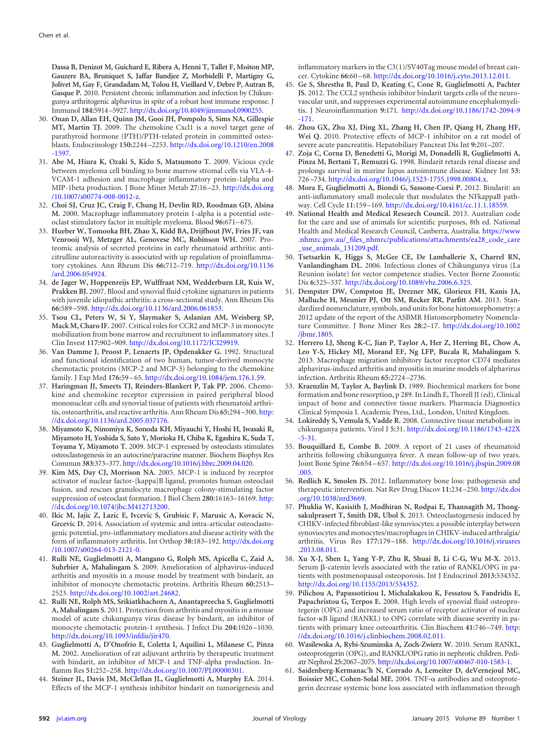**Dassa B, Denizot M, Guichard E, Ribera A, Henni T, Tallet F, Moiton MP, Gauzere BA, Bruniquet S, Jaffar Bandjee Z, Morbidelli P, Martigny G, Jolivet M, Gay F, Grandadam M, Tolou H, Vieillard V, Debre P, Autran B, Gasque P.** 2010. Persistent chronic inflammation and infection by Chikungunya arthritogenic alphavirus in spite of a robust host immune response. J Immunol **184:**5914–5927. http://dx.doi.org/10.4049/jimmunol.0900255.

30. **Onan D, Allan EH, Quinn JM, Gooi JH, Pompolo S, Sims NA, Gillespie MT, Martin TJ.** 2009. The chemokine Cxcl1 is a novel target gene of parathyroid hormone (PTH)/PTH-related protein in committed osteoblasts. Endocrinology **150:**2244–2253. http://dx.doi.org/10.1210/en.2008-1597.
31. **Abe M, Hiura K, Ozaki S, Kido S, Matsumoto T.** 2009. Vicious cycle between myeloma cell binding to bone marrow stromal cells via VLA-4-VCAM-1 adhesion and macrophage inflammatory protein-1alpha and MIP-1beta production. J Bone Miner Metab **27:**16–23. http://dx.doi.org/10.1007/s00774-008-0012-z.
32. **Choi SJ, Cruz JC, Craig F, Chung H, Devlin RD, Roodman GD, Alsina M.** 2000. Macrophage inflammatory protein 1-alpha is a potential osteoclast stimulatory factor in multiple myeloma. Blood **96:**671–675.
33. **Hueber W, Tomooka BH, Zhao X, Kidd BA, Drijfhout JW, Fries JF, van Venrooij WJ, Metzger AL, Genovese MC, Robinson WH.** 2007. Proteomic analysis of secreted proteins in early rheumatoid arthritis: anti-citrulline autoreactivity is associated with up regulation of proinflammatory cytokines. Ann Rheum Dis **66:**712–719. http://dx.doi.org/10.1136/ard.2006.054924.
34. **de Jager W, Hoppenreijs EP, Wulffraat NM, Wedderburn LR, Kuis W, Prakken BJ.** 2007. Blood and synovial fluid cytokine signatures in patients with juvenile idiopathic arthritis: a cross-sectional study. Ann Rheum Dis **66:**589–598. http://dx.doi.org/10.1136/ard.2006.061853.
35. **Tsou CL, Peters W, Si Y, Slaymaker S, Aslanian AM, Weisberg SP, Mack M, Charo IF.** 2007. Critical roles for CCR2 and MCP-3 in monocyte mobilization from bone marrow and recruitment to inflammatory sites. J Clin Invest **117:**902–909. http://dx.doi.org/10.1172/JCI29919.
36. **Van Damme J, Proost P, Lenaerts JP, Opdenakker G.** 1992. Structural and functional identification of two human, tumor-derived monocyte chemotactic proteins (MCP-2 and MCP-3) belonging to the chemokine family. J Exp Med **176:**59–65. http://dx.doi.org/10.1084/jem.176.1.59.
37. **Haringman JJ, Smeets TJ, Reinders-Blankert P, Tak PP.** 2006. Chemokine and chemokine receptor expression in paired peripheral blood mononuclear cells and synovial tissue of patients with rheumatoid arthritis, osteoarthritis, and reactive arthritis. Ann Rheum Dis **65:**294–300. http://dx.doi.org/10.1136/ard.2005.037176.
38. **Miyamoto K, Ninomiya K, Sonoda KH, Miyauchi Y, Hoshi H, Iwasaki R, Miyamoto H, Yoshida S, Sato Y, Morioka H, Chiba K, Egashira K, Suda T, Toyama Y, Miyamoto T.** 2009. MCP-1 expressed by osteoclasts stimulates osteoclastogenesis in an autocrine/paracrine manner. Biochem Biophys Res Commun **383:**373–377. http://dx.doi.org/10.1016/j.bbrc.2009.04.020.
39. **Kim MS, Day CJ, Morrison NA.** 2005. MCP-1 is induced by receptor activator of nuclear factor-{kappa}B ligand, promotes human osteoclast fusion, and rescues granulocyte macrophage colony-stimulating factor suppression of osteoclast formation. J Biol Chem **280:**16163–16169. http://dx.doi.org/10.1074/jbc.M412713200.
40. **Ikic M, Jajic Z, Lazic E, Ivcevic S, Grubisic F, Marusic A, Kovacic N, Grcevic D.** 2014. Association of systemic and intra-articular osteoclastogenic potential, pro-inflammatory mediators and disease activity with the form of inflammatory arthritis. Int Orthop **38:**183–192. http://dx.doi.org/10.1007/s00264-013-2121-0.
41. **Rulli NE, Guglielmotti A, Mangano G, Rolph MS, Apicella C, Zaid A, Suhrbier A, Mahalingam S.** 2009. Amelioration of alphavirus-induced arthritis and myositis in a mouse model by treatment with bindarit, an inhibitor of monocyte chemotactic proteins. Arthritis Rheum **60:**2513–2523. http://dx.doi.org/10.1002/art.24682.
42. **Rulli NE, Rolph MS, Srikiatkhachorn A, Anantapreecha S, Guglielmotti A, Mahalingam S.** 2011. Protection from arthritis and myositis in a mouse model of acute chikungunya virus disease by bindarit, an inhibitor of monocyte chemotactic protein-1 synthesis. J Infect Dis **204:**1026–1030. http://dx.doi.org/10.1093/infdis/jir470.
43. **Guglielmotti A, D'Onofrio E, Coletta I, Aquilini L, Milanese C, Pinza M.** 2002. Amelioration of rat adjuvant arthritis by therapeutic treatment with bindarit, an inhibitor of MCP-1 and TNF-alpha production. Inflamm Res **51:**252–258. http://dx.doi.org/10.1007/PL00000301.
44. **Steiner JL, Davis JM, McClellan JL, Guglielmotti A, Murphy EA.** 2014. Effects of the MCP-1 synthesis inhibitor bindarit on tumorigenesis and inflammatory markers in the C3(1)/SV40Tag mouse model of breast cancer. Cytokine **66:**60–68. http://dx.doi.org/10.1016/j.cyto.2013.12.011.
45. **Ge S, Shrestha B, Paul D, Keating C, Cone R, Guglielmotti A, Pachter JS.** 2012. The CCL2 synthesis inhibitor bindarit targets cells of the neurovascular unit, and suppresses experimental autoimmune encephalomyelitis. J Neuroinflammation **9:**171. http://dx.doi.org/10.1186/1742-2094-9-171.
46. **Zhou GX, Zhu XJ, Ding XL, Zhang H, Chen JP, Qiang H, Zhang HF, Wei Q.** 2010. Protective effects of MCP-1 inhibitor on a rat model of severe acute pancreatitis. Hepatobiliary Pancreat Dis Int **9:**201–207.
47. **Zoja C, Corna D, Benedetti G, Morigi M, Donadelli R, Guglielmotti A, Pinza M, Bertani T, Remuzzi G.** 1998. Bindarit retards renal disease and prolongs survival in murine lupus autoimmune disease. Kidney Int **53:**726–734. http://dx.doi.org/10.1046/j.1523-1755.1998.00804.x.
48. **Mora E, Guglielmotti A, Biondi G, Sassone-Corsi P.** 2012. Bindarit: an anti-inflammatory small molecule that modulates the NFkappaB pathway. Cell Cycle **11:**159–169. http://dx.doi.org/10.4161/cc.11.1.18559.
49. **National Health and Medical Research Council.** 2013. Australian code for the care and use of animals for scientific purposes, 8th ed. National Health and Medical Research Council, Canberra, Australia. https://www.nhmrc.gov.au/_files_nhmrc/publications/attachments/ea28_code_care_use_animals_131209.pdf.
50. **Tsetsarkin K, Higgs S, McGee CE, De Lamballerie X, Charrel RN, Vanlandingham DL.** 2006. Infectious clones of Chikungunya virus (La Reunion isolate) for vector competence studies. Vector Borne Zoonotic Dis **6:**325–337. http://dx.doi.org/10.1089/vbz.2006.6.325.
51. **Dempster DW, Compston JE, Drezner MK, Glorieux FH, Kanis JA, Malluche H, Meunier PJ, Ott SM, Recker RR, Parfitt AM.** 2013. Standardized nomenclature, symbols, and units for bone histomorphometry: a 2012 update of the report of the ASBMR Histomorphometry Nomenclature Committee. J Bone Miner Res **28:**2–17. http://dx.doi.org/10.1002/jbmr.1805.
52. **Herrero LJ, Sheng K-C, Jian P, Taylor A, Her Z, Herring BL, Chow A, Leo Y-S, Hickey MJ, Morand EF, Ng LFP, Bucala R, Mahalingam S.** 2013. Macrophage migration inhibitory factor receptor CD74 mediates alphavirus-induced arthritis and myositis in murine models of alphavirus infection. Arthritis Rheum **65:**2724–2736.
53. **Kraenzlin M, Taylor A, Baylink D.** 1989. Biochemical markers for bone formation and bone resorption, p 289. In Lindh E, Thorell JI (ed), Clinical impact of bone and connective tissue markers. Pharmacia Diagnostics Clinical Symposia I. Academic Press, Ltd., London, United Kingdom.
54. **Lokireddy S, Vemula S, Vadde R.** 2008. Connective tissue metabolism in chikungunya patients. Virol J **5:**31. http://dx.doi.org/10.1186/1743-422X-5-31.
55. **Bouquillard E, Combe B.** 2009. A report of 21 cases of rheumatoid arthritis following chikungunya fever. A mean follow-up of two years. Joint Bone Spine **76:**654–657. http://dx.doi.org/10.1016/j.jbspin.2009.08.005.
56. **Redlich K, Smolen JS.** 2012. Inflammatory bone loss: pathogenesis and therapeutic intervention. Nat Rev Drug Discov **11:**234–250. http://dx.doi.org/10.1038/nrd3669.
57. **Phuklia W, Kasisith J, Modhiran N, Rodpai E, Thannagith M, Thongsakulprasert T, Smith DR, Ubol S.** 2013. Osteoclastogenesis induced by CHIKV-infected fibroblast-like synoviocytes: a possible interplay between synoviocytes and monocytes/macrophages in CHIKV-induced arthralgia/arthritis. Virus Res **177:**179–188. http://dx.doi.org/10.1016/j.virusres.2013.08.011.
58. **Xu X-J, Shen L, Yang Y-P, Zhu R, Shuai B, Li C-G, Wu M-X.** 2013. Serum β-catenin levels associated with the ratio of RANKL/OPG in patients with postmenopausal osteoporosis. Int J Endocrinol **2013:**534352. http://dx.doi.org/10.1155/2013/534352.
59. **Pilichou A, Papassotiriou I, Michalakakou K, Fessatou S, Fandridis E, Papachristou G, Terpos E.** 2008. High levels of synovial fluid osteoprotegerin (OPG) and increased serum ratio of receptor activator of nuclear factor-κB ligand (RANKL) to OPG correlate with disease severity in patients with primary knee osteoarthritis. Clin Biochem **41:**746–749. http://dx.doi.org/10.1016/j.clinbiochem.2008.02.011.
60. **Wasilewska A, Rybi-Szuminska A, Zoch-Zwierz W.** 2010. Serum RANKL, osteoprotegerin (OPG), and RANKL/OPG ratio in nephrotic children. Pediatr Nephrol **25:**2067–2075. http://dx.doi.org/10.1007/s00467-010-1583-1.
61. **Saidenberg-Kermanac'h N, Corrado A, Lemeiter D, deVernejoul MC, Boissier MC, Cohen-Solal ME.** 2004. TNF-α antibodies and osteoprotegerin decrease systemic bone loss associated with inflammation through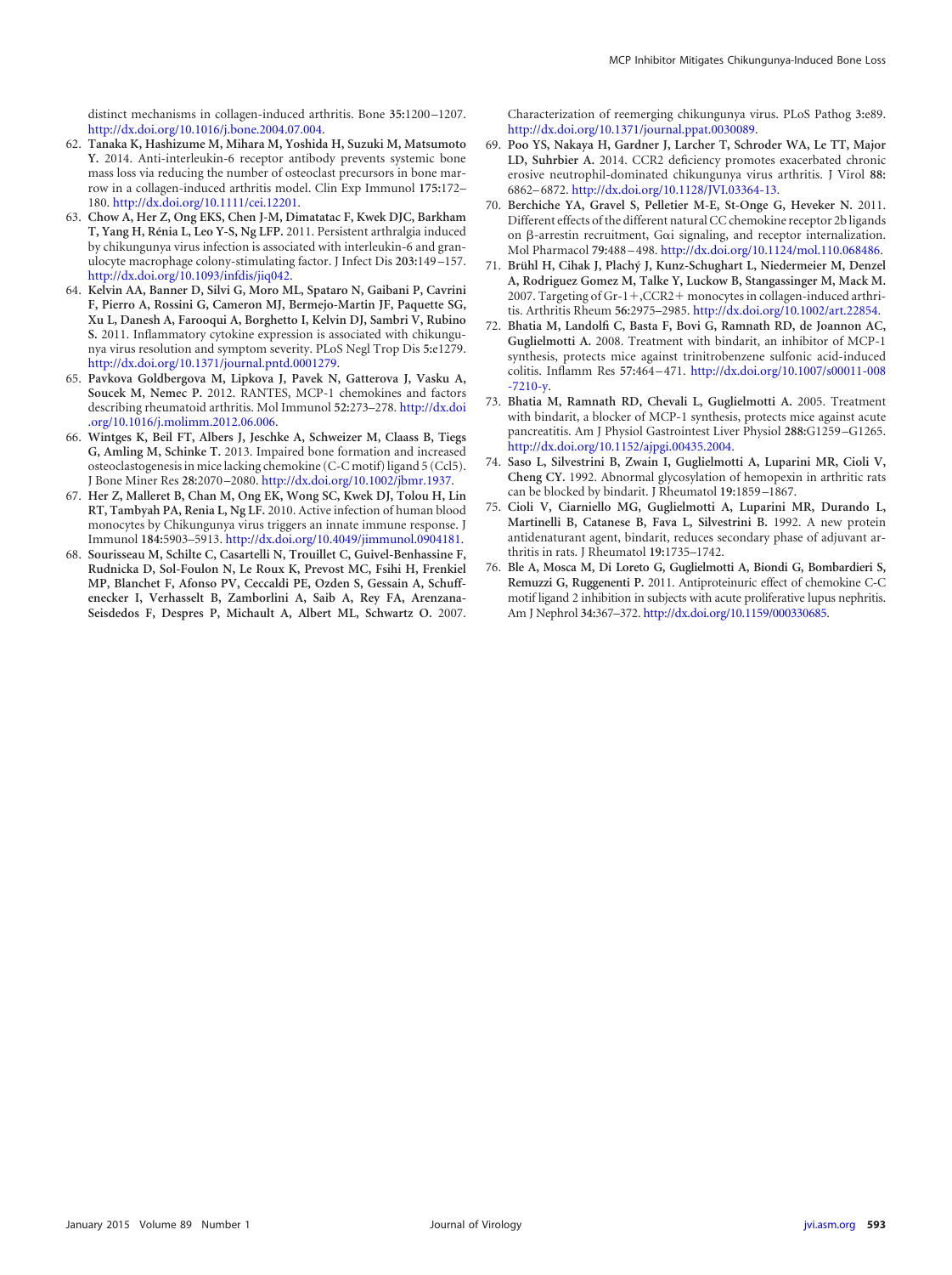distinct mechanisms in collagen-induced arthritis. Bone **35:**1200–1207. http://dx.doi.org/10.1016/j.bone.2004.07.004.

62. **Tanaka K, Hashizume M, Mihara M, Yoshida H, Suzuki M, Matsumoto Y.** 2014. Anti-interleukin-6 receptor antibody prevents systemic bone mass loss via reducing the number of osteoclast precursors in bone marrow in a collagen-induced arthritis model. Clin Exp Immunol **175:**172–180. http://dx.doi.org/10.1111/cei.12201.
63. **Chow A, Her Z, Ong EKS, Chen J-M, Dimatatac F, Kwek DJC, Barkham T, Yang H, Rénia L, Leo Y-S, Ng LFP.** 2011. Persistent arthralgia induced by chikungunya virus infection is associated with interleukin-6 and granulocyte macrophage colony-stimulating factor. J Infect Dis **203:**149–157. http://dx.doi.org/10.1093/infdis/jiq042.
64. **Kelvin AA, Banner D, Silvi G, Moro ML, Spataro N, Gaibani P, Cavrini F, Pierro A, Rossini G, Cameron MJ, Bermejo-Martin JF, Paquette SG, Xu L, Danesh A, Farooqui A, Borghetto I, Kelvin DJ, Sambri V, Rubino S.** 2011. Inflammatory cytokine expression is associated with chikungunya virus resolution and symptom severity. PLoS Negl Trop Dis **5:**e1279. http://dx.doi.org/10.1371/journal.pntd.0001279.
65. **Pavkova Goldbergova M, Lipkova J, Pavek N, Gatterova J, Vasku A, Soucek M, Nemec P.** 2012. RANTES, MCP-1 chemokines and factors describing rheumatoid arthritis. Mol Immunol **52:**273–278. http://dx.doi.org/10.1016/j.molimm.2012.06.006.
66. **Wintges K, Beil FT, Albers J, Jeschke A, Schweizer M, Claass B, Tiegs G, Amling M, Schinke T.** 2013. Impaired bone formation and increased osteoclastogenesis in mice lacking chemokine (C-C motif) ligand 5 (Ccl5). J Bone Miner Res **28:**2070–2080. http://dx.doi.org/10.1002/jbmr.1937.
67. **Her Z, Malleret B, Chan M, Ong EK, Wong SC, Kwek DJ, Tolou H, Lin RT, Tambyah PA, Renia L, Ng LF.** 2010. Active infection of human blood monocytes by Chikungunya virus triggers an innate immune response. J Immunol **184:**5903–5913. http://dx.doi.org/10.4049/jimmunol.0904181.
68. **Sourisseau M, Schilte C, Casartelli N, Trouillet C, Guivel-Benhassine F, Rudnicka D, Sol-Foulon N, Le Roux K, Prevost MC, Fsihi H, Frenkiel MP, Blanchet F, Afonso PV, Ceccaldi PE, Ozden S, Gessain A, Schuffenecker I, Verhasselt B, Zamborlini A, Saib A, Rey FA, Arenzana-Seisdedos F, Despres P, Michault A, Albert ML, Schwartz O.** 2007. Characterization of reemerging chikungunya virus. PLoS Pathog **3:**e89. http://dx.doi.org/10.1371/journal.ppat.0030089.
69. **Poo YS, Nakaya H, Gardner J, Larcher T, Schroder WA, Le TT, Major LD, Suhrbier A.** 2014. CCR2 deficiency promotes exacerbated chronic erosive neutrophil-dominated chikungunya virus arthritis. J Virol **88:**6862–6872. http://dx.doi.org/10.1128/JVI.03364-13.
70. **Berchiche YA, Gravel S, Pelletier M-E, St-Onge G, Heveker N.** 2011. Different effects of the different natural CC chemokine receptor 2b ligands on β-arrestin recruitment, Gαi signaling, and receptor internalization. Mol Pharmacol **79:**488–498. http://dx.doi.org/10.1124/mol.110.068486.
71. **Brühl H, Cihak J, Plachý J, Kunz-Schughart L, Niedermeier M, Denzel A, Rodriguez Gomez M, Talke Y, Luckow B, Stangassinger M, Mack M.** 2007. Targeting of Gr-1+,CCR2+ monocytes in collagen-induced arthritis. Arthritis Rheum **56:**2975–2985. http://dx.doi.org/10.1002/art.22854.
72. **Bhatia M, Landolfi C, Basta F, Bovi G, Ramnath RD, de Joannon AC, Guglielmotti A.** 2008. Treatment with bindarit, an inhibitor of MCP-1 synthesis, protects mice against trinitrobenzene sulfonic acid-induced colitis. Inflamm Res **57:**464–471. http://dx.doi.org/10.1007/s00011-008-7210-y.
73. **Bhatia M, Ramnath RD, Chevali L, Guglielmotti A.** 2005. Treatment with bindarit, a blocker of MCP-1 synthesis, protects mice against acute pancreatitis. Am J Physiol Gastrointest Liver Physiol **288:**G1259–G1265. http://dx.doi.org/10.1152/ajpgi.00435.2004.
74. **Saso L, Silvestrini B, Zwain I, Guglielmotti A, Luparini MR, Cioli V, Cheng CY.** 1992. Abnormal glycosylation of hemopexin in arthritic rats can be blocked by bindarit. J Rheumatol **19:**1859–1867.
75. **Cioli V, Ciarniello MG, Guglielmotti A, Luparini MR, Durando L, Martinelli B, Catanese B, Fava L, Silvestrini B.** 1992. A new protein antidenaturant agent, bindarit, reduces secondary phase of adjuvant arthritis in rats. J Rheumatol **19:**1735–1742.
76. **Ble A, Mosca M, Di Loreto G, Guglielmotti A, Biondi G, Bombardieri S, Remuzzi G, Ruggenenti P.** 2011. Antiproteinuric effect of chemokine C-C motif ligand 2 inhibition in subjects with acute proliferative lupus nephritis. Am J Nephrol **34:**367–372. http://dx.doi.org/10.1159/000330685.